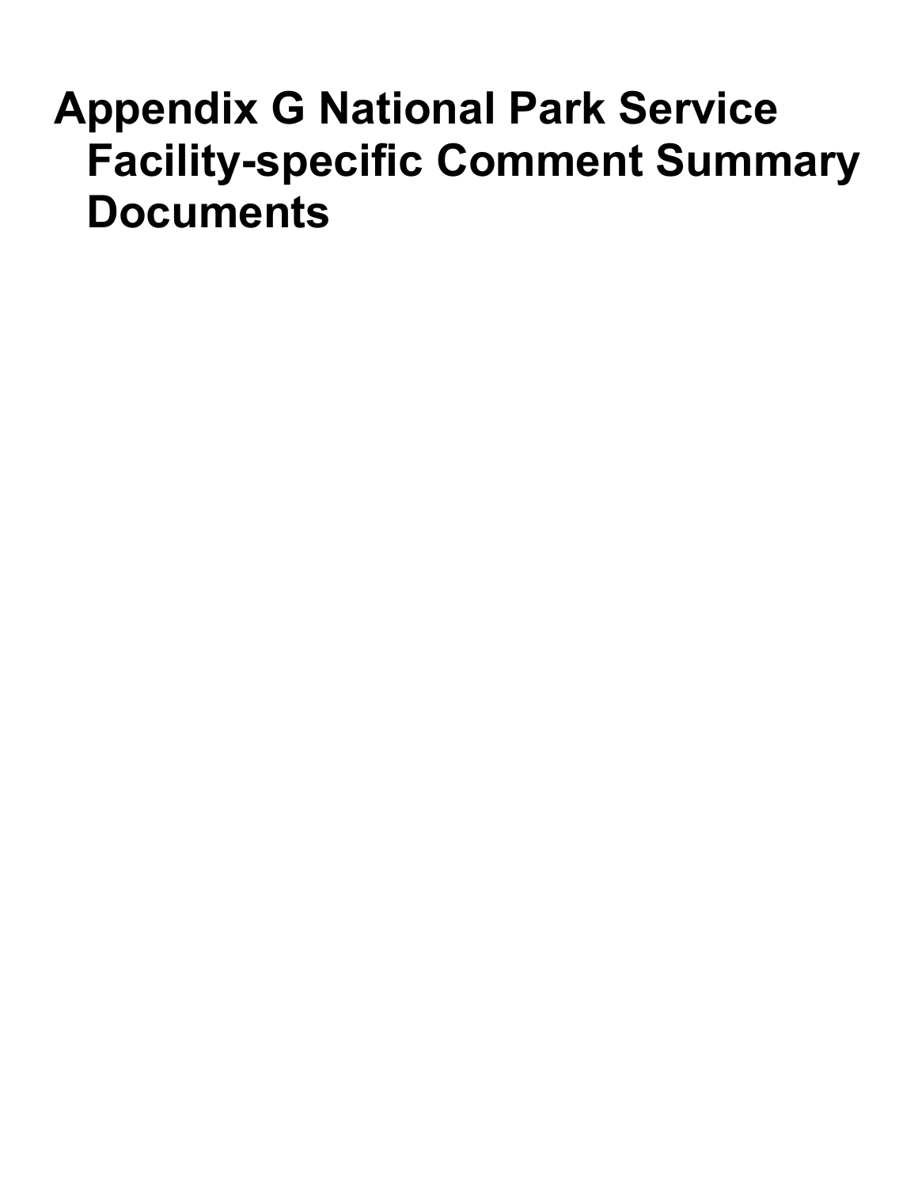# Appendix G National Park Service Facility-specific Comment Summary Documents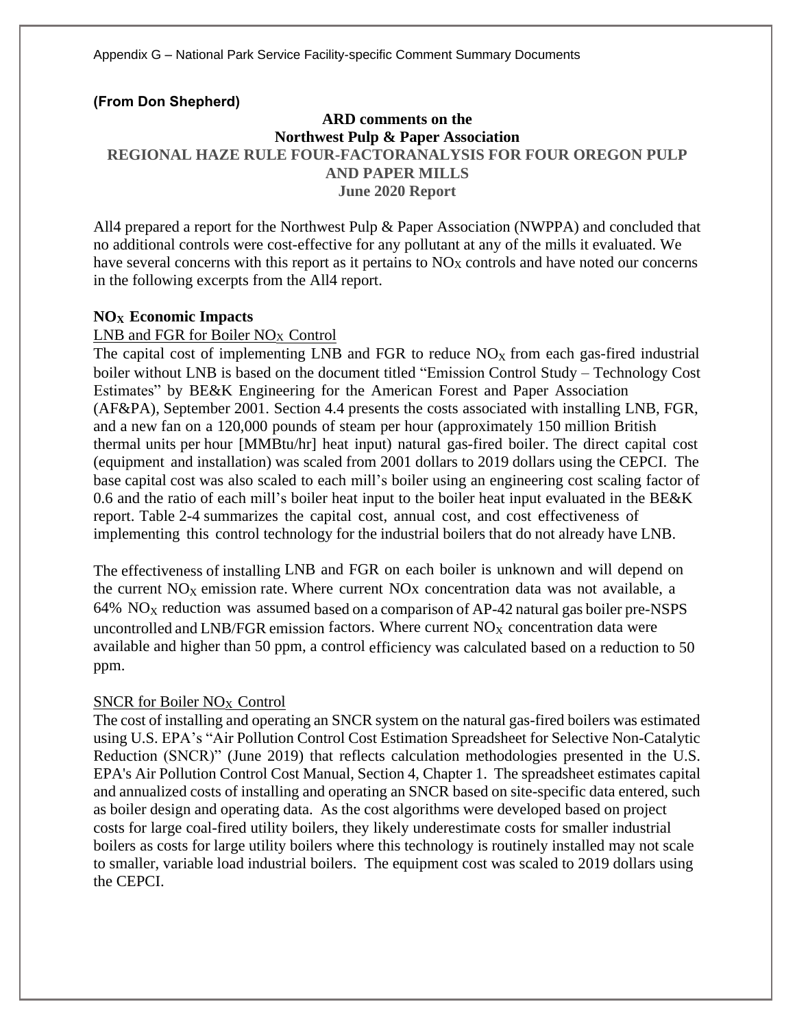**(From Don Shepherd)**

**ARD comments on the**
**Northwest Pulp & Paper Association**
**REGIONAL HAZE RULE FOUR-FACTORANALYSIS FOR FOUR OREGON PULP AND PAPER MILLS**
**June 2020 Report**

All4 prepared a report for the Northwest Pulp & Paper Association (NWPPA) and concluded that no additional controls were cost-effective for any pollutant at any of the mills it evaluated. We have several concerns with this report as it pertains to $NO_X$ controls and have noted our concerns in the following excerpts from the All4 report.

**$NO_X$ Economic Impacts**

LNB and FGR for Boiler $NO_X$ Control

The capital cost of implementing LNB and FGR to reduce $NO_X$ from each gas-fired industrial boiler without LNB is based on the document titled "Emission Control Study – Technology Cost Estimates" by BE&K Engineering for the American Forest and Paper Association (AF&PA), September 2001. Section 4.4 presents the costs associated with installing LNB, FGR, and a new fan on a 120,000 pounds of steam per hour (approximately 150 million British thermal units per hour [MMBtu/hr] heat input) natural gas-fired boiler. The direct capital cost (equipment and installation) was scaled from 2001 dollars to 2019 dollars using the CEPCI. The base capital cost was also scaled to each mill's boiler using an engineering cost scaling factor of 0.6 and the ratio of each mill's boiler heat input to the boiler heat input evaluated in the BE&K report. Table 2-4 summarizes the capital cost, annual cost, and cost effectiveness of implementing this control technology for the industrial boilers that do not already have LNB.

The effectiveness of installing LNB and FGR on each boiler is unknown and will depend on the current $NO_X$ emission rate. Where current NOx concentration data was not available, a 64% $NO_X$ reduction was assumed based on a comparison of AP-42 natural gas boiler pre-NSPS uncontrolled and LNB/FGR emission factors. Where current $NO_X$ concentration data were available and higher than 50 ppm, a control efficiency was calculated based on a reduction to 50 ppm.

SNCR for Boiler $NO_X$ Control

The cost of installing and operating an SNCR system on the natural gas-fired boilers was estimated using U.S. EPA's "Air Pollution Control Cost Estimation Spreadsheet for Selective Non-Catalytic Reduction (SNCR)" (June 2019) that reflects calculation methodologies presented in the U.S. EPA's Air Pollution Control Cost Manual, Section 4, Chapter 1. The spreadsheet estimates capital and annualized costs of installing and operating an SNCR based on site-specific data entered, such as boiler design and operating data. As the cost algorithms were developed based on project costs for large coal-fired utility boilers, they likely underestimate costs for smaller industrial boilers as costs for large utility boilers where this technology is routinely installed may not scale to smaller, variable load industrial boilers. The equipment cost was scaled to 2019 dollars using the CEPCI.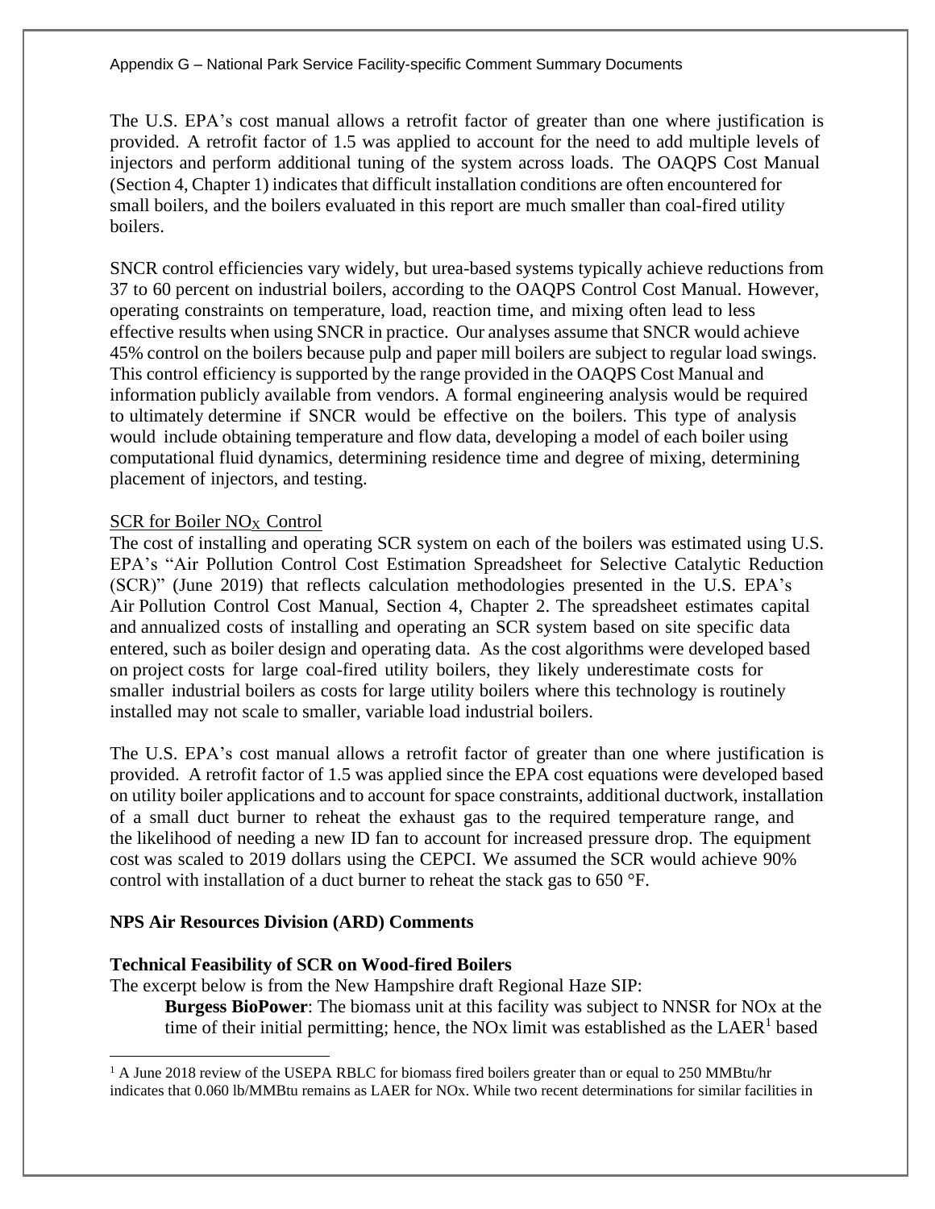The U.S. EPA's cost manual allows a retrofit factor of greater than one where justification is provided. A retrofit factor of 1.5 was applied to account for the need to add multiple levels of injectors and perform additional tuning of the system across loads. The OAQPS Cost Manual (Section 4, Chapter 1) indicates that difficult installation conditions are often encountered for small boilers, and the boilers evaluated in this report are much smaller than coal-fired utility boilers.

SNCR control efficiencies vary widely, but urea-based systems typically achieve reductions from 37 to 60 percent on industrial boilers, according to the OAQPS Control Cost Manual. However, operating constraints on temperature, load, reaction time, and mixing often lead to less effective results when using SNCR in practice. Our analyses assume that SNCR would achieve 45% control on the boilers because pulp and paper mill boilers are subject to regular load swings. This control efficiency is supported by the range provided in the OAQPS Cost Manual and information publicly available from vendors. A formal engineering analysis would be required to ultimately determine if SNCR would be effective on the boilers. This type of analysis would include obtaining temperature and flow data, developing a model of each boiler using computational fluid dynamics, determining residence time and degree of mixing, determining placement of injectors, and testing.

SCR for Boiler $NO_X$ Control

The cost of installing and operating SCR system on each of the boilers was estimated using U.S. EPA's "Air Pollution Control Cost Estimation Spreadsheet for Selective Catalytic Reduction (SCR)" (June 2019) that reflects calculation methodologies presented in the U.S. EPA's Air Pollution Control Cost Manual, Section 4, Chapter 2. The spreadsheet estimates capital and annualized costs of installing and operating an SCR system based on site specific data entered, such as boiler design and operating data. As the cost algorithms were developed based on project costs for large coal-fired utility boilers, they likely underestimate costs for smaller industrial boilers as costs for large utility boilers where this technology is routinely installed may not scale to smaller, variable load industrial boilers.

The U.S. EPA's cost manual allows a retrofit factor of greater than one where justification is provided. A retrofit factor of 1.5 was applied since the EPA cost equations were developed based on utility boiler applications and to account for space constraints, additional ductwork, installation of a small duct burner to reheat the exhaust gas to the required temperature range, and the likelihood of needing a new ID fan to account for increased pressure drop. The equipment cost was scaled to 2019 dollars using the CEPCI. We assumed the SCR would achieve 90% control with installation of a duct burner to reheat the stack gas to 650 °F.

**NPS Air Resources Division (ARD) Comments**

**Technical Feasibility of SCR on Wood-fired Boilers**

The excerpt below is from the New Hampshire draft Regional Haze SIP:

> **Burgess BioPower**: The biomass unit at this facility was subject to NNSR for NOx at the time of their initial permitting; hence, the NOx limit was established as the LAER[1] based

[1] A June 2018 review of the USEPA RBLC for biomass fired boilers greater than or equal to 250 MMBtu/hr indicates that 0.060 lb/MMBtu remains as LAER for NOx. While two recent determinations for similar facilities in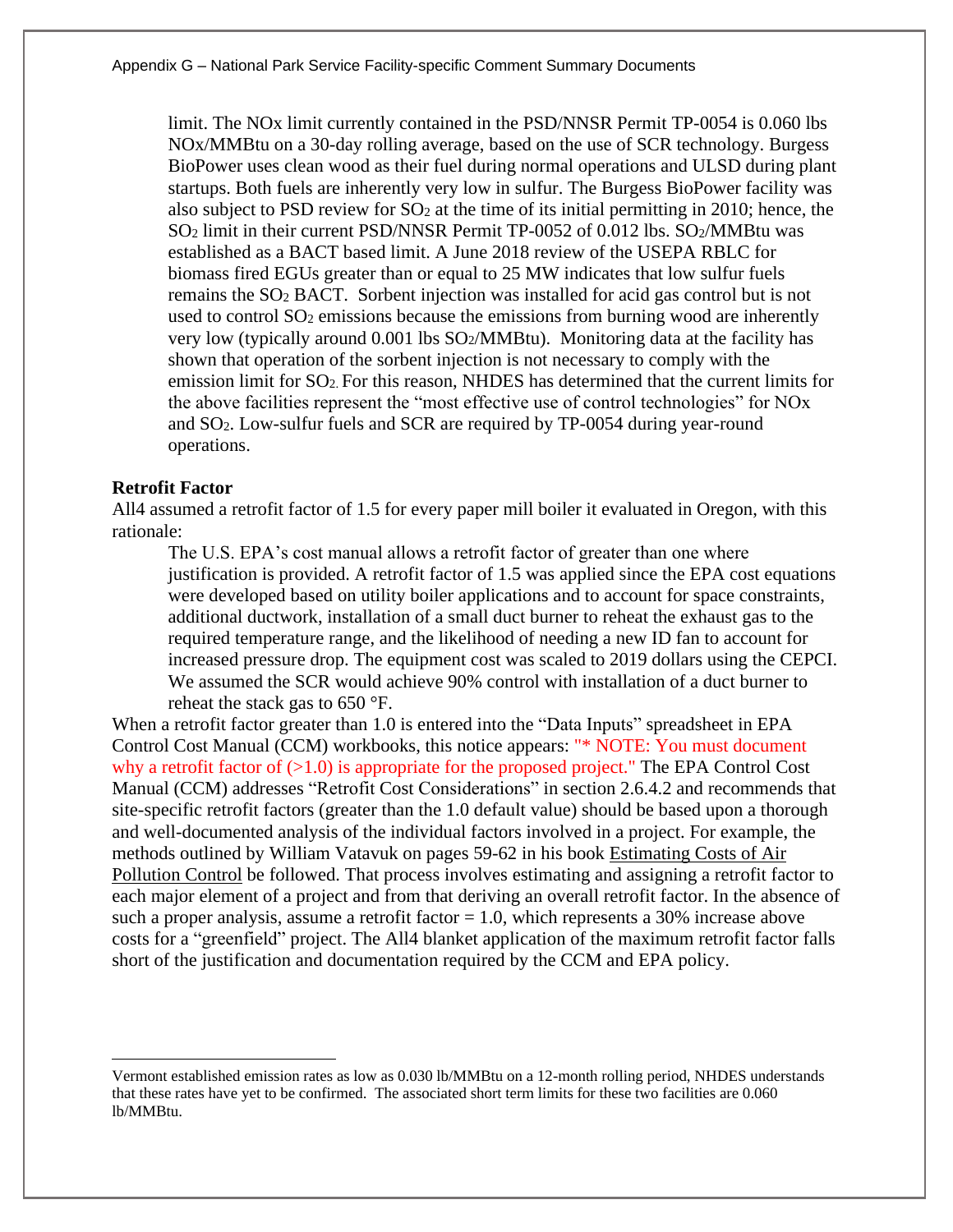limit. The NOx limit currently contained in the PSD/NNSR Permit TP-0054 is 0.060 lbs NOx/MMBtu on a 30-day rolling average, based on the use of SCR technology. Burgess BioPower uses clean wood as their fuel during normal operations and ULSD during plant startups. Both fuels are inherently very low in sulfur. The Burgess BioPower facility was also subject to PSD review for $SO_2$ at the time of its initial permitting in 2010; hence, the $SO_2$ limit in their current PSD/NNSR Permit TP-0052 of 0.012 lbs. $SO_2$/MMBtu was established as a BACT based limit. A June 2018 review of the USEPA RBLC for biomass fired EGUs greater than or equal to 25 MW indicates that low sulfur fuels remains the $SO_2$ BACT. Sorbent injection was installed for acid gas control but is not used to control $SO_2$ emissions because the emissions from burning wood are inherently very low (typically around 0.001 lbs $SO_2$/MMBtu). Monitoring data at the facility has shown that operation of the sorbent injection is not necessary to comply with the emission limit for $SO_2$. For this reason, NHDES has determined that the current limits for the above facilities represent the "most effective use of control technologies" for NOx and $SO_2$. Low-sulfur fuels and SCR are required by TP-0054 during year-round operations.

**Retrofit Factor**

All4 assumed a retrofit factor of 1.5 for every paper mill boiler it evaluated in Oregon, with this rationale:

> The U.S. EPA's cost manual allows a retrofit factor of greater than one where justification is provided. A retrofit factor of 1.5 was applied since the EPA cost equations were developed based on utility boiler applications and to account for space constraints, additional ductwork, installation of a small duct burner to reheat the exhaust gas to the required temperature range, and the likelihood of needing a new ID fan to account for increased pressure drop. The equipment cost was scaled to 2019 dollars using the CEPCI. We assumed the SCR would achieve 90% control with installation of a duct burner to reheat the stack gas to 650 °F.

When a retrofit factor greater than 1.0 is entered into the "Data Inputs" spreadsheet in EPA Control Cost Manual (CCM) workbooks, this notice appears: "* NOTE: You must document why a retrofit factor of (>1.0) is appropriate for the proposed project." The EPA Control Cost Manual (CCM) addresses "Retrofit Cost Considerations" in section 2.6.4.2 and recommends that site-specific retrofit factors (greater than the 1.0 default value) should be based upon a thorough and well-documented analysis of the individual factors involved in a project. For example, the methods outlined by William Vatavuk on pages 59-62 in his book Estimating Costs of Air Pollution Control be followed. That process involves estimating and assigning a retrofit factor to each major element of a project and from that deriving an overall retrofit factor. In the absence of such a proper analysis, assume a retrofit factor = 1.0, which represents a 30% increase above costs for a "greenfield" project. The All4 blanket application of the maximum retrofit factor falls short of the justification and documentation required by the CCM and EPA policy.

---

Vermont established emission rates as low as 0.030 lb/MMBtu on a 12-month rolling period, NHDES understands that these rates have yet to be confirmed. The associated short term limits for these two facilities are 0.060 lb/MMBtu.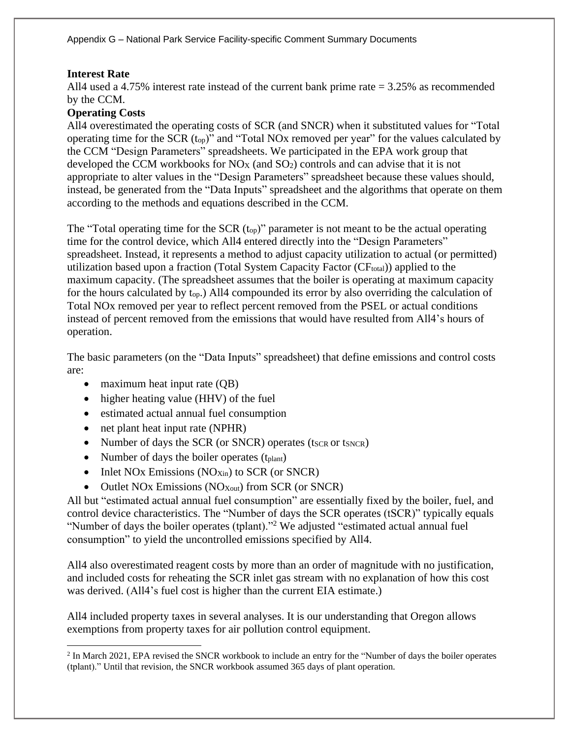**Interest Rate**

All4 used a 4.75% interest rate instead of the current bank prime rate = 3.25% as recommended by the CCM.

**Operating Costs**

All4 overestimated the operating costs of SCR (and SNCR) when it substituted values for "Total operating time for the SCR ($t_{op}$)" and "Total NOx removed per year" for the values calculated by the CCM "Design Parameters" spreadsheets. We participated in the EPA work group that developed the CCM workbooks for $NO_X$ (and $SO_2$) controls and can advise that it is not appropriate to alter values in the "Design Parameters" spreadsheet because these values should, instead, be generated from the "Data Inputs" spreadsheet and the algorithms that operate on them according to the methods and equations described in the CCM.

The "Total operating time for the SCR ($t_{op}$)" parameter is not meant to be the actual operating time for the control device, which All4 entered directly into the "Design Parameters" spreadsheet. Instead, it represents a method to adjust capacity utilization to actual (or permitted) utilization based upon a fraction (Total System Capacity Factor ($CF_{total}$)) applied to the maximum capacity. (The spreadsheet assumes that the boiler is operating at maximum capacity for the hours calculated by $t_{op}$.) All4 compounded its error by also overriding the calculation of Total NOx removed per year to reflect percent removed from the PSEL or actual conditions instead of percent removed from the emissions that would have resulted from All4's hours of operation.

The basic parameters (on the "Data Inputs" spreadsheet) that define emissions and control costs are:

- maximum heat input rate (QB)
- higher heating value (HHV) of the fuel
- estimated actual annual fuel consumption
- net plant heat input rate (NPHR)
- Number of days the SCR (or SNCR) operates ($t_{SCR}$ or $t_{SNCR}$)
- Number of days the boiler operates ($t_{plant}$)
- Inlet NOx Emissions ($NO_{Xin}$) to SCR (or SNCR)
- Outlet NOx Emissions ($NO_{Xout}$) from SCR (or SNCR)

All but "estimated actual annual fuel consumption" are essentially fixed by the boiler, fuel, and control device characteristics. The "Number of days the SCR operates (tSCR)" typically equals "Number of days the boiler operates (tplant)."[2] We adjusted "estimated actual annual fuel consumption" to yield the uncontrolled emissions specified by All4.

All4 also overestimated reagent costs by more than an order of magnitude with no justification, and included costs for reheating the SCR inlet gas stream with no explanation of how this cost was derived. (All4's fuel cost is higher than the current EIA estimate.)

All4 included property taxes in several analyses. It is our understanding that Oregon allows exemptions from property taxes for air pollution control equipment.

---

[2] In March 2021, EPA revised the SNCR workbook to include an entry for the "Number of days the boiler operates (tplant)." Until that revision, the SNCR workbook assumed 365 days of plant operation.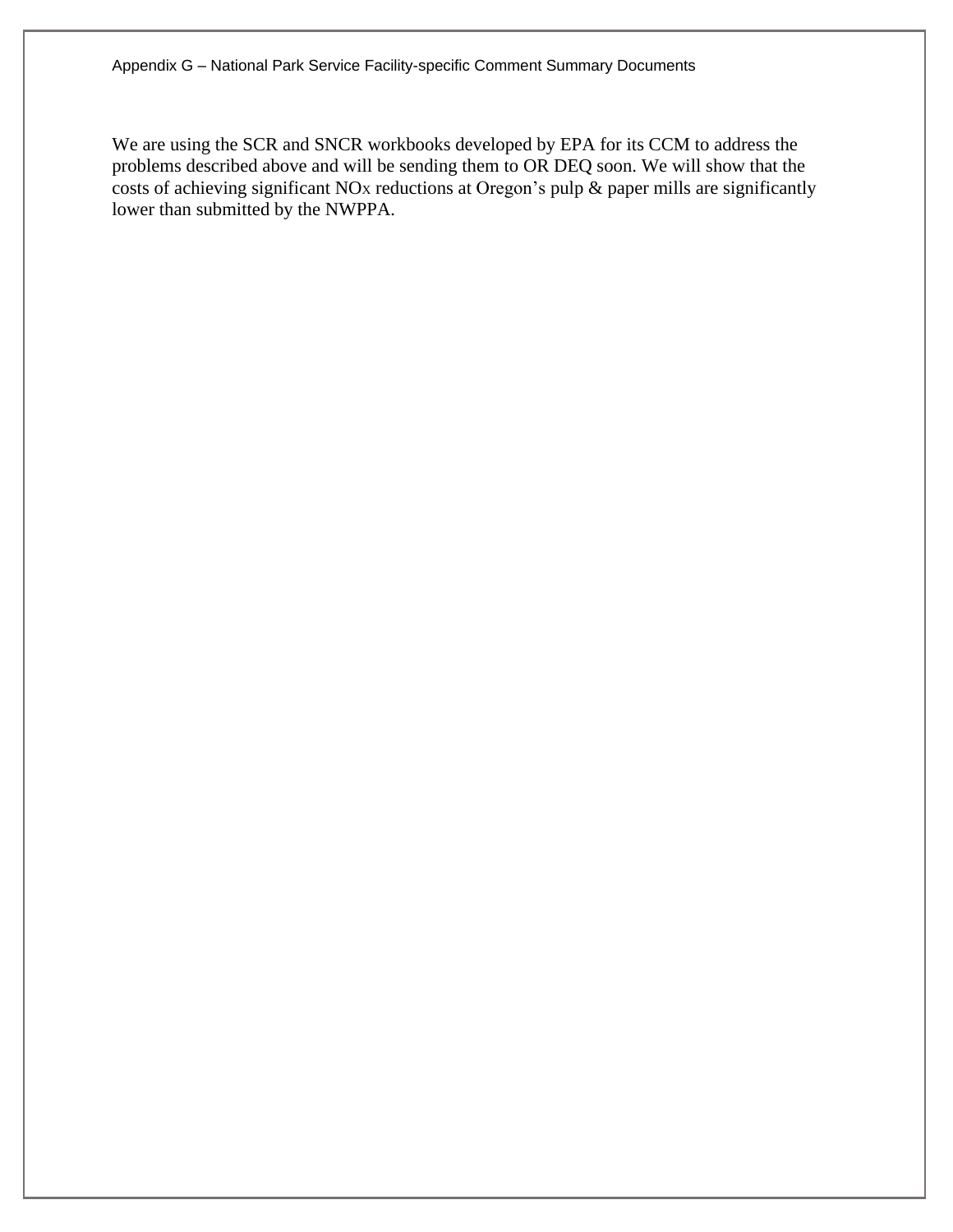We are using the SCR and SNCR workbooks developed by EPA for its CCM to address the problems described above and will be sending them to OR DEQ soon. We will show that the costs of achieving significant $NO_X$ reductions at Oregon's pulp & paper mills are significantly lower than submitted by the NWPPA.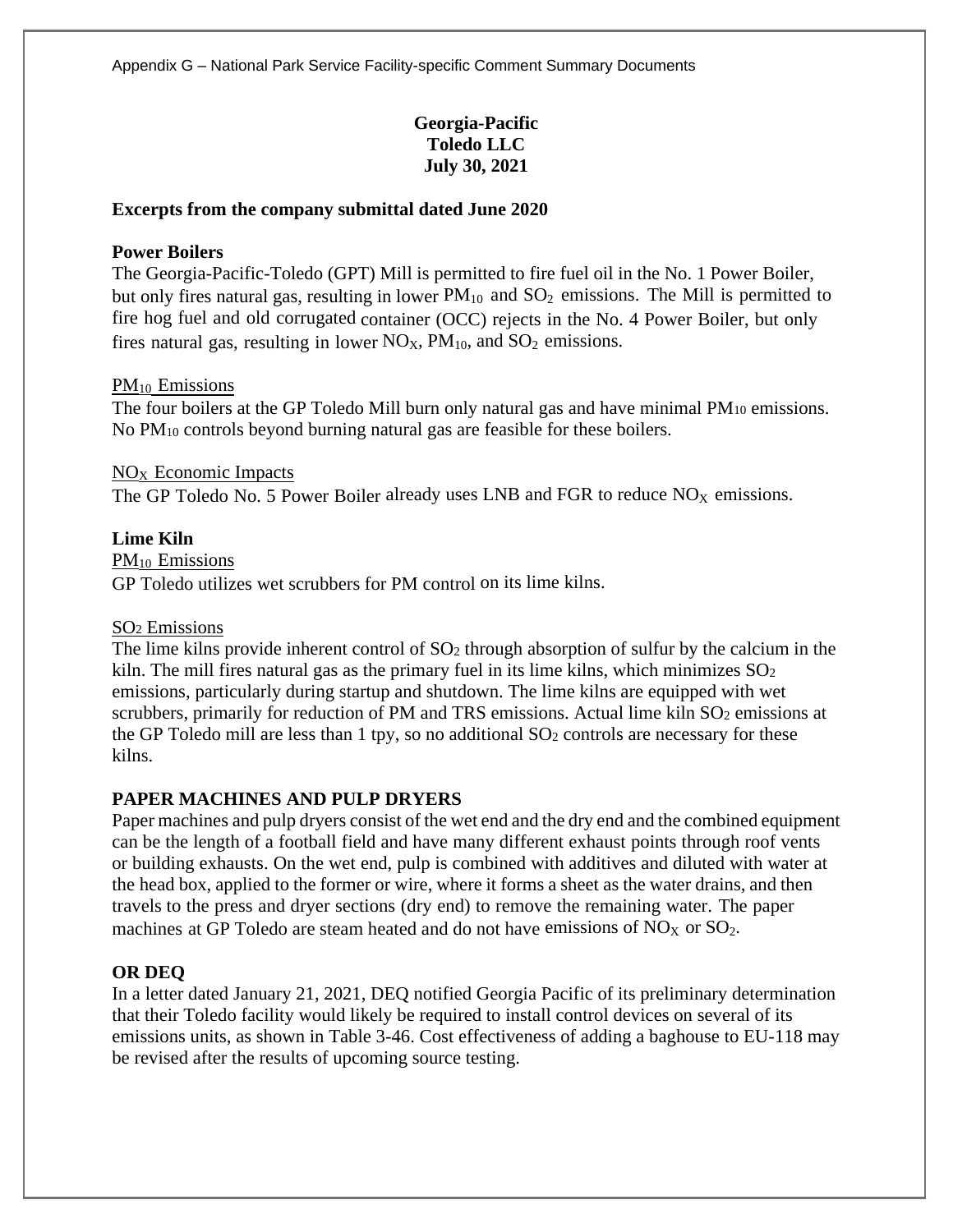**Georgia-Pacific**
**Toledo LLC**
**July 30, 2021**

**Excerpts from the company submittal dated June 2020**

**Power Boilers**

The Georgia-Pacific-Toledo (GPT) Mill is permitted to fire fuel oil in the No. 1 Power Boiler, but only fires natural gas, resulting in lower $PM_{10}$ and $SO_2$ emissions. The Mill is permitted to fire hog fuel and old corrugated container (OCC) rejects in the No. 4 Power Boiler, but only fires natural gas, resulting in lower $NO_X$, $PM_{10}$, and $SO_2$ emissions.

$PM_{10}$ Emissions

The four boilers at the GP Toledo Mill burn only natural gas and have minimal $PM_{10}$ emissions. No $PM_{10}$ controls beyond burning natural gas are feasible for these boilers.

$NO_X$ Economic Impacts

The GP Toledo No. 5 Power Boiler already uses LNB and FGR to reduce $NO_X$ emissions.

**Lime Kiln**

$PM_{10}$ Emissions

GP Toledo utilizes wet scrubbers for PM control on its lime kilns.

$SO_2$ Emissions

The lime kilns provide inherent control of $SO_2$ through absorption of sulfur by the calcium in the kiln. The mill fires natural gas as the primary fuel in its lime kilns, which minimizes $SO_2$ emissions, particularly during startup and shutdown. The lime kilns are equipped with wet scrubbers, primarily for reduction of PM and TRS emissions. Actual lime kiln $SO_2$ emissions at the GP Toledo mill are less than 1 tpy, so no additional $SO_2$ controls are necessary for these kilns.

**PAPER MACHINES AND PULP DRYERS**

Paper machines and pulp dryers consist of the wet end and the dry end and the combined equipment can be the length of a football field and have many different exhaust points through roof vents or building exhausts. On the wet end, pulp is combined with additives and diluted with water at the head box, applied to the former or wire, where it forms a sheet as the water drains, and then travels to the press and dryer sections (dry end) to remove the remaining water. The paper machines at GP Toledo are steam heated and do not have emissions of $NO_X$ or $SO_2$.

**OR DEQ**

In a letter dated January 21, 2021, DEQ notified Georgia Pacific of its preliminary determination that their Toledo facility would likely be required to install control devices on several of its emissions units, as shown in Table 3-46. Cost effectiveness of adding a baghouse to EU-118 may be revised after the results of upcoming source testing.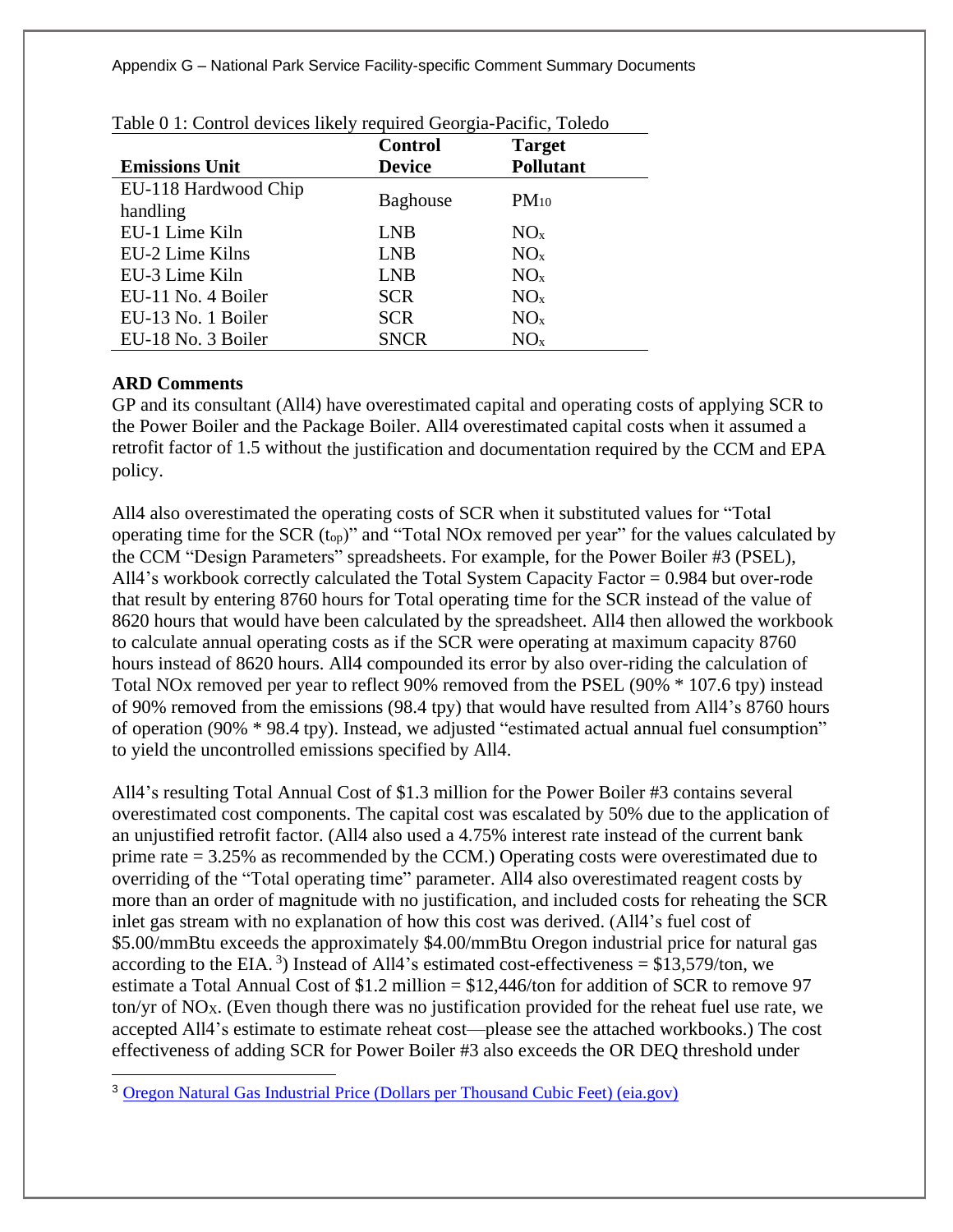Table 0 1: Control devices likely required Georgia-Pacific, Toledo

| Emissions Unit | Control Device | Target Pollutant |
|---|---|---|
| EU-118 Hardwood Chip handling | Baghouse | $PM_{10}$ |
| EU-1 Lime Kiln | LNB | $NO_x$ |
| EU-2 Lime Kilns | LNB | $NO_x$ |
| EU-3 Lime Kiln | LNB | $NO_x$ |
| EU-11 No. 4 Boiler | SCR | $NO_x$ |
| EU-13 No. 1 Boiler | SCR | $NO_x$ |
| EU-18 No. 3 Boiler | SNCR | $NO_x$ |

**ARD Comments**

GP and its consultant (All4) have overestimated capital and operating costs of applying SCR to the Power Boiler and the Package Boiler. All4 overestimated capital costs when it assumed a retrofit factor of 1.5 without the justification and documentation required by the CCM and EPA policy.

All4 also overestimated the operating costs of SCR when it substituted values for "Total operating time for the SCR ($t_{op}$)" and "Total NOx removed per year" for the values calculated by the CCM "Design Parameters" spreadsheets. For example, for the Power Boiler #3 (PSEL), All4's workbook correctly calculated the Total System Capacity Factor = 0.984 but over-rode that result by entering 8760 hours for Total operating time for the SCR instead of the value of 8620 hours that would have been calculated by the spreadsheet. All4 then allowed the workbook to calculate annual operating costs as if the SCR were operating at maximum capacity 8760 hours instead of 8620 hours. All4 compounded its error by also over-riding the calculation of Total NOx removed per year to reflect 90% removed from the PSEL (90% * 107.6 tpy) instead of 90% removed from the emissions (98.4 tpy) that would have resulted from All4's 8760 hours of operation (90% * 98.4 tpy). Instead, we adjusted "estimated actual annual fuel consumption" to yield the uncontrolled emissions specified by All4.

All4's resulting Total Annual Cost of $1.3 million for the Power Boiler #3 contains several overestimated cost components. The capital cost was escalated by 50% due to the application of an unjustified retrofit factor. (All4 also used a 4.75% interest rate instead of the current bank prime rate = 3.25% as recommended by the CCM.) Operating costs were overestimated due to overriding of the "Total operating time" parameter. All4 also overestimated reagent costs by more than an order of magnitude with no justification, and included costs for reheating the SCR inlet gas stream with no explanation of how this cost was derived. (All4's fuel cost of $5.00/mmBtu exceeds the approximately $4.00/mmBtu Oregon industrial price for natural gas according to the EIA. [3]) Instead of All4's estimated cost-effectiveness = $13,579/ton, we estimate a Total Annual Cost of $1.2 million = $12,446/ton for addition of SCR to remove 97 ton/yr of $NO_X$. (Even though there was no justification provided for the reheat fuel use rate, we accepted All4's estimate to estimate reheat cost—please see the attached workbooks.) The cost effectiveness of adding SCR for Power Boiler #3 also exceeds the OR DEQ threshold under

[3] Oregon Natural Gas Industrial Price (Dollars per Thousand Cubic Feet) (eia.gov)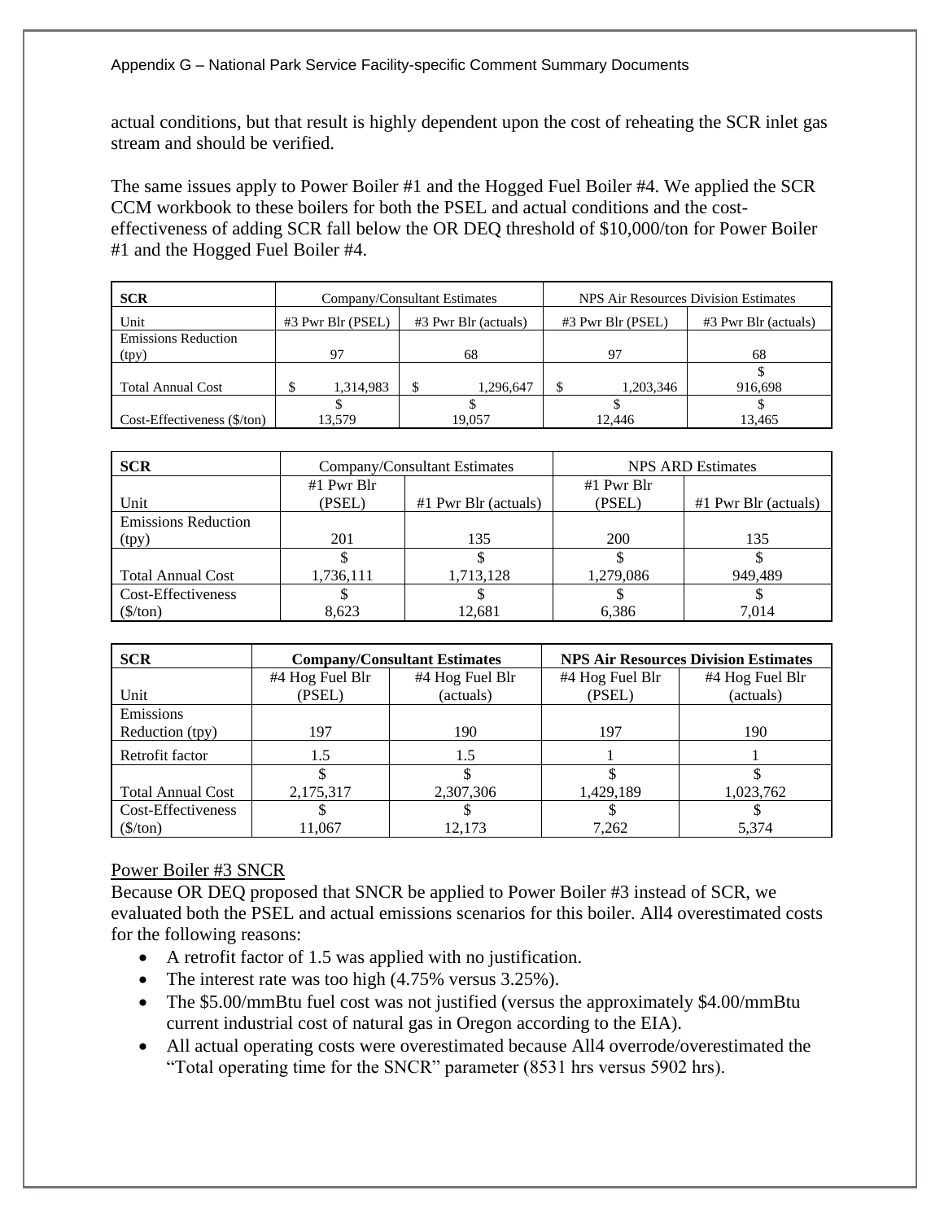actual conditions, but that result is highly dependent upon the cost of reheating the SCR inlet gas stream and should be verified.

The same issues apply to Power Boiler #1 and the Hogged Fuel Boiler #4. We applied the SCR CCM workbook to these boilers for both the PSEL and actual conditions and the cost-effectiveness of adding SCR fall below the OR DEQ threshold of $10,000/ton for Power Boiler #1 and the Hogged Fuel Boiler #4.

| SCR | Company/Consultant Estimates | | NPS Air Resources Division Estimates | |
|---|---|---|---|---|
| Unit | #3 Pwr Blr (PSEL) | #3 Pwr Blr (actuals) | #3 Pwr Blr (PSEL) | #3 Pwr Blr (actuals) |
| Emissions Reduction (tpy) | 97 | 68 | 97 | 68 |
| Total Annual Cost | $ 1,314,983 | $ 1,296,647 | $ 1,203,346 | $ 916,698 |
| Cost-Effectiveness ($/ton) | $ 13,579 | $ 19,057 | $ 12,446 | $ 13,465 |

| SCR | Company/Consultant Estimates | | NPS ARD Estimates | |
|---|---|---|---|---|
| Unit | #1 Pwr Blr (PSEL) | #1 Pwr Blr (actuals) | #1 Pwr Blr (PSEL) | #1 Pwr Blr (actuals) |
| Emissions Reduction (tpy) | 201 | 135 | 200 | 135 |
| Total Annual Cost | $ 1,736,111 | $ 1,713,128 | $ 1,279,086 | $ 949,489 |
| Cost-Effectiveness ($/ton) | $ 8,623 | $ 12,681 | $ 6,386 | $ 7,014 |

| **SCR** | **Company/Consultant Estimates** | | **NPS Air Resources Division Estimates** | |
|---|---|---|---|---|
| Unit | #4 Hog Fuel Blr (PSEL) | #4 Hog Fuel Blr (actuals) | #4 Hog Fuel Blr (PSEL) | #4 Hog Fuel Blr (actuals) |
| Emissions Reduction (tpy) | 197 | 190 | 197 | 190 |
| Retrofit factor | 1.5 | 1.5 | 1 | 1 |
| Total Annual Cost | $ 2,175,317 | $ 2,307,306 | $ 1,429,189 | $ 1,023,762 |
| Cost-Effectiveness ($/ton) | $ 11,067 | $ 12,173 | $ 7,262 | $ 5,374 |

Power Boiler #3 SNCR

Because OR DEQ proposed that SNCR be applied to Power Boiler #3 instead of SCR, we evaluated both the PSEL and actual emissions scenarios for this boiler. All4 overestimated costs for the following reasons:

- A retrofit factor of 1.5 was applied with no justification.
- The interest rate was too high (4.75% versus 3.25%).
- The $5.00/mmBtu fuel cost was not justified (versus the approximately $4.00/mmBtu current industrial cost of natural gas in Oregon according to the EIA).
- All actual operating costs were overestimated because All4 overrode/overestimated the "Total operating time for the SNCR" parameter (8531 hrs versus 5902 hrs).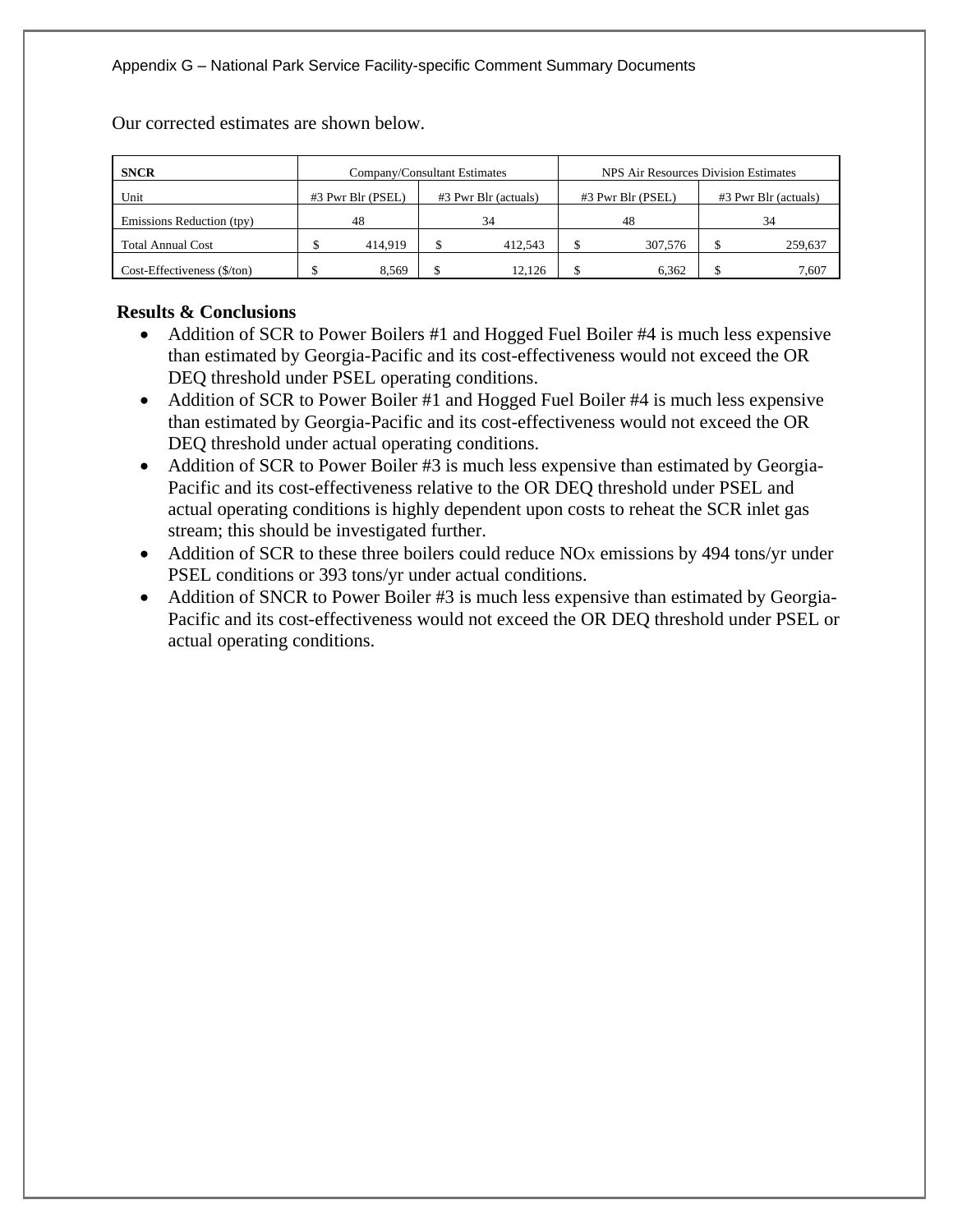Our corrected estimates are shown below.

| **SNCR** | Company/Consultant Estimates | | NPS Air Resources Division Estimates | |
|---|---|---|---|---|
| Unit | #3 Pwr Blr (PSEL) | #3 Pwr Blr (actuals) | #3 Pwr Blr (PSEL) | #3 Pwr Blr (actuals) |
| Emissions Reduction (tpy) | 48 | 34 | 48 | 34 |
| Total Annual Cost | $ 414,919 | $ 412,543 | $ 307,576 | $ 259,637 |
| Cost-Effectiveness ($/ton) | $ 8,569 | $ 12,126 | $ 6,362 | $ 7,607 |

**Results & Conclusions**

- Addition of SCR to Power Boilers #1 and Hogged Fuel Boiler #4 is much less expensive than estimated by Georgia-Pacific and its cost-effectiveness would not exceed the OR DEQ threshold under PSEL operating conditions.
- Addition of SCR to Power Boiler #1 and Hogged Fuel Boiler #4 is much less expensive than estimated by Georgia-Pacific and its cost-effectiveness would not exceed the OR DEQ threshold under actual operating conditions.
- Addition of SCR to Power Boiler #3 is much less expensive than estimated by Georgia-Pacific and its cost-effectiveness relative to the OR DEQ threshold under PSEL and actual operating conditions is highly dependent upon costs to reheat the SCR inlet gas stream; this should be investigated further.
- Addition of SCR to these three boilers could reduce $NO_X$ emissions by 494 tons/yr under PSEL conditions or 393 tons/yr under actual conditions.
- Addition of SNCR to Power Boiler #3 is much less expensive than estimated by Georgia-Pacific and its cost-effectiveness would not exceed the OR DEQ threshold under PSEL or actual operating conditions.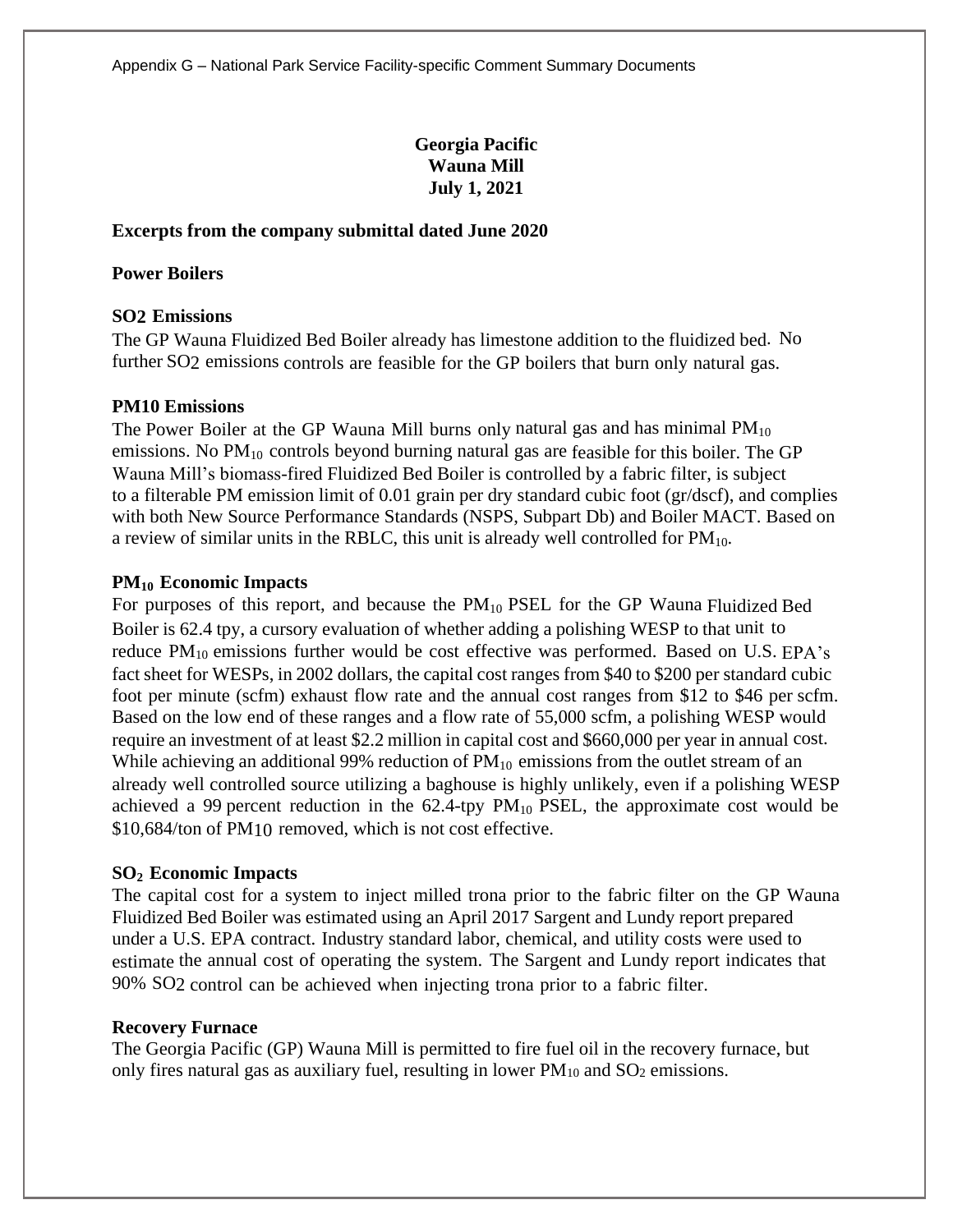**Georgia Pacific**
**Wauna Mill**
**July 1, 2021**

**Excerpts from the company submittal dated June 2020**

**Power Boilers**

**SO2 Emissions**

The GP Wauna Fluidized Bed Boiler already has limestone addition to the fluidized bed. No further $SO_2$ emissions controls are feasible for the GP boilers that burn only natural gas.

**PM10 Emissions**

The Power Boiler at the GP Wauna Mill burns only natural gas and has minimal $PM_{10}$ emissions. No $PM_{10}$ controls beyond burning natural gas are feasible for this boiler. The GP Wauna Mill's biomass-fired Fluidized Bed Boiler is controlled by a fabric filter, is subject to a filterable PM emission limit of 0.01 grain per dry standard cubic foot (gr/dscf), and complies with both New Source Performance Standards (NSPS, Subpart Db) and Boiler MACT. Based on a review of similar units in the RBLC, this unit is already well controlled for $PM_{10}$.

**$PM_{10}$ Economic Impacts**

For purposes of this report, and because the $PM_{10}$ PSEL for the GP Wauna Fluidized Bed Boiler is 62.4 tpy, a cursory evaluation of whether adding a polishing WESP to that unit to reduce $PM_{10}$ emissions further would be cost effective was performed. Based on U.S. EPA's fact sheet for WESPs, in 2002 dollars, the capital cost ranges from \$40 to \$200 per standard cubic foot per minute (scfm) exhaust flow rate and the annual cost ranges from \$12 to \$46 per scfm. Based on the low end of these ranges and a flow rate of 55,000 scfm, a polishing WESP would require an investment of at least \$2.2 million in capital cost and \$660,000 per year in annual cost. While achieving an additional 99% reduction of $PM_{10}$ emissions from the outlet stream of an already well controlled source utilizing a baghouse is highly unlikely, even if a polishing WESP achieved a 99 percent reduction in the 62.4-tpy $PM_{10}$ PSEL, the approximate cost would be \$10,684/ton of $PM_{10}$ removed, which is not cost effective.

**$SO_2$ Economic Impacts**

The capital cost for a system to inject milled trona prior to the fabric filter on the GP Wauna Fluidized Bed Boiler was estimated using an April 2017 Sargent and Lundy report prepared under a U.S. EPA contract. Industry standard labor, chemical, and utility costs were used to estimate the annual cost of operating the system. The Sargent and Lundy report indicates that 90% $SO_2$ control can be achieved when injecting trona prior to a fabric filter.

**Recovery Furnace**

The Georgia Pacific (GP) Wauna Mill is permitted to fire fuel oil in the recovery furnace, but only fires natural gas as auxiliary fuel, resulting in lower $PM_{10}$ and $SO_2$ emissions.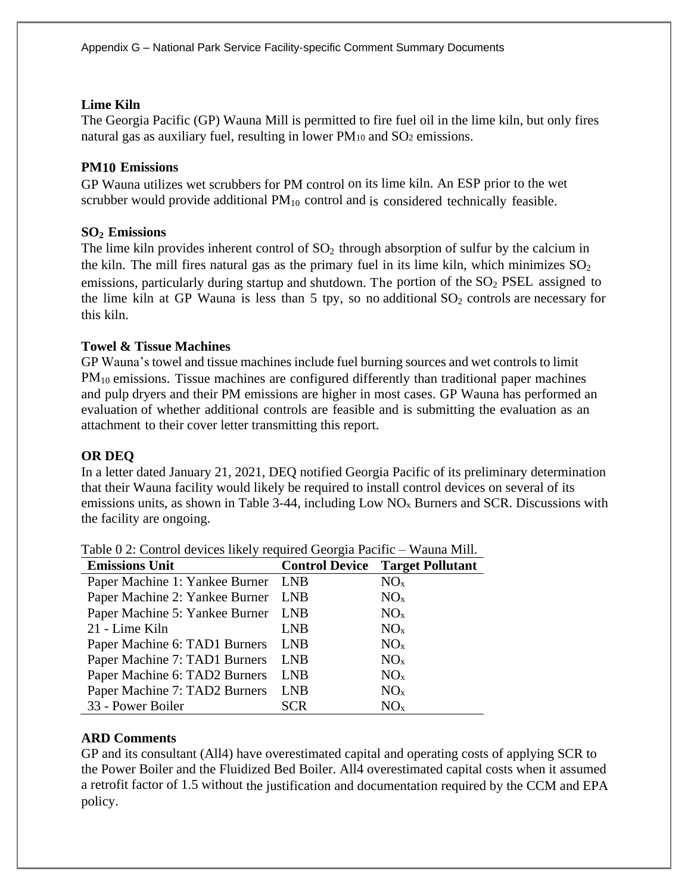### Lime Kiln

The Georgia Pacific (GP) Wauna Mill is permitted to fire fuel oil in the lime kiln, but only fires natural gas as auxiliary fuel, resulting in lower $PM_{10}$ and $SO_2$ emissions.

### PM10 Emissions

GP Wauna utilizes wet scrubbers for PM control on its lime kiln. An ESP prior to the wet scrubber would provide additional $PM_{10}$ control and is considered technically feasible.

### $SO_2$ Emissions

The lime kiln provides inherent control of $SO_2$ through absorption of sulfur by the calcium in the kiln. The mill fires natural gas as the primary fuel in its lime kiln, which minimizes $SO_2$ emissions, particularly during startup and shutdown. The portion of the $SO_2$ PSEL assigned to the lime kiln at GP Wauna is less than 5 tpy, so no additional $SO_2$ controls are necessary for this kiln.

### Towel & Tissue Machines

GP Wauna's towel and tissue machines include fuel burning sources and wet controls to limit $PM_{10}$ emissions. Tissue machines are configured differently than traditional paper machines and pulp dryers and their PM emissions are higher in most cases. GP Wauna has performed an evaluation of whether additional controls are feasible and is submitting the evaluation as an attachment to their cover letter transmitting this report.

### OR DEQ

In a letter dated January 21, 2021, DEQ notified Georgia Pacific of its preliminary determination that their Wauna facility would likely be required to install control devices on several of its emissions units, as shown in Table 3-44, including Low $NO_x$ Burners and SCR. Discussions with the facility are ongoing.

Table 0 2: Control devices likely required Georgia Pacific – Wauna Mill.

| Emissions Unit | Control Device | Target Pollutant |
|---|---|---|
| Paper Machine 1: Yankee Burner | LNB | $NO_x$ |
| Paper Machine 2: Yankee Burner | LNB | $NO_x$ |
| Paper Machine 5: Yankee Burner | LNB | $NO_x$ |
| 21 - Lime Kiln | LNB | $NO_x$ |
| Paper Machine 6: TAD1 Burners | LNB | $NO_x$ |
| Paper Machine 7: TAD1 Burners | LNB | $NO_x$ |
| Paper Machine 6: TAD2 Burners | LNB | $NO_x$ |
| Paper Machine 7: TAD2 Burners | LNB | $NO_x$ |
| 33 - Power Boiler | SCR | $NO_x$ |

### ARD Comments

GP and its consultant (All4) have overestimated capital and operating costs of applying SCR to the Power Boiler and the Fluidized Bed Boiler. All4 overestimated capital costs when it assumed a retrofit factor of 1.5 without the justification and documentation required by the CCM and EPA policy.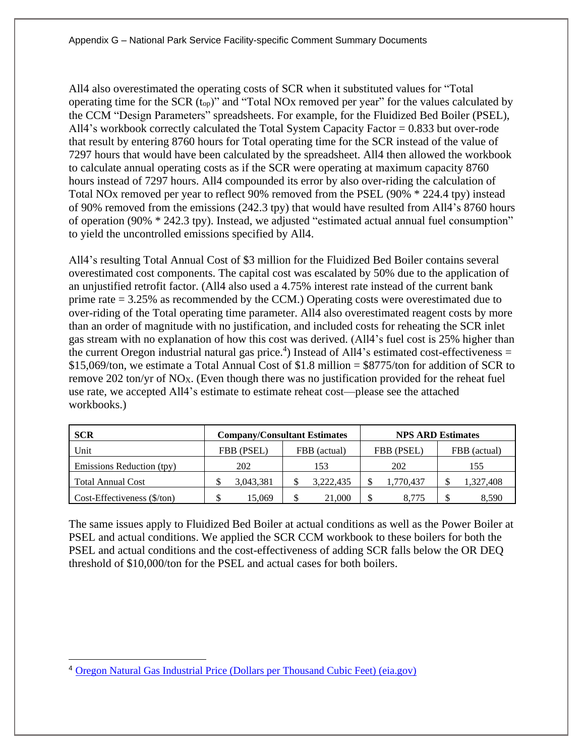All4 also overestimated the operating costs of SCR when it substituted values for "Total operating time for the SCR ($t_{op}$)" and "Total NOx removed per year" for the values calculated by the CCM "Design Parameters" spreadsheets. For example, for the Fluidized Bed Boiler (PSEL), All4's workbook correctly calculated the Total System Capacity Factor = 0.833 but over-rode that result by entering 8760 hours for Total operating time for the SCR instead of the value of 7297 hours that would have been calculated by the spreadsheet. All4 then allowed the workbook to calculate annual operating costs as if the SCR were operating at maximum capacity 8760 hours instead of 7297 hours. All4 compounded its error by also over-riding the calculation of Total NOx removed per year to reflect 90% removed from the PSEL (90% * 224.4 tpy) instead of 90% removed from the emissions (242.3 tpy) that would have resulted from All4's 8760 hours of operation (90% * 242.3 tpy). Instead, we adjusted "estimated actual annual fuel consumption" to yield the uncontrolled emissions specified by All4.

All4's resulting Total Annual Cost of $3 million for the Fluidized Bed Boiler contains several overestimated cost components. The capital cost was escalated by 50% due to the application of an unjustified retrofit factor. (All4 also used a 4.75% interest rate instead of the current bank prime rate = 3.25% as recommended by the CCM.) Operating costs were overestimated due to over-riding of the Total operating time parameter. All4 also overestimated reagent costs by more than an order of magnitude with no justification, and included costs for reheating the SCR inlet gas stream with no explanation of how this cost was derived. (All4's fuel cost is 25% higher than the current Oregon industrial natural gas price.[4]) Instead of All4's estimated cost-effectiveness = $15,069/ton, we estimate a Total Annual Cost of $1.8 million = $8775/ton for addition of SCR to remove 202 ton/yr of $NO_X$. (Even though there was no justification provided for the reheat fuel use rate, we accepted All4's estimate to estimate reheat cost—please see the attached workbooks.)

| **SCR** | **Company/Consultant Estimates** | | **NPS ARD Estimates** | |
|---|---|---|---|---|
| Unit | FBB (PSEL) | FBB (actual) | FBB (PSEL) | FBB (actual) |
| Emissions Reduction (tpy) | 202 | 153 | 202 | 155 |
| Total Annual Cost | $ 3,043,381 | $ 3,222,435 | $ 1,770,437 | $ 1,327,408 |
| Cost-Effectiveness ($/ton) | $ 15,069 | $ 21,000 | $ 8,775 | $ 8,590 |

The same issues apply to Fluidized Bed Boiler at actual conditions as well as the Power Boiler at PSEL and actual conditions. We applied the SCR CCM workbook to these boilers for both the PSEL and actual conditions and the cost-effectiveness of adding SCR falls below the OR DEQ threshold of $10,000/ton for the PSEL and actual cases for both boilers.

[4] Oregon Natural Gas Industrial Price (Dollars per Thousand Cubic Feet) (eia.gov)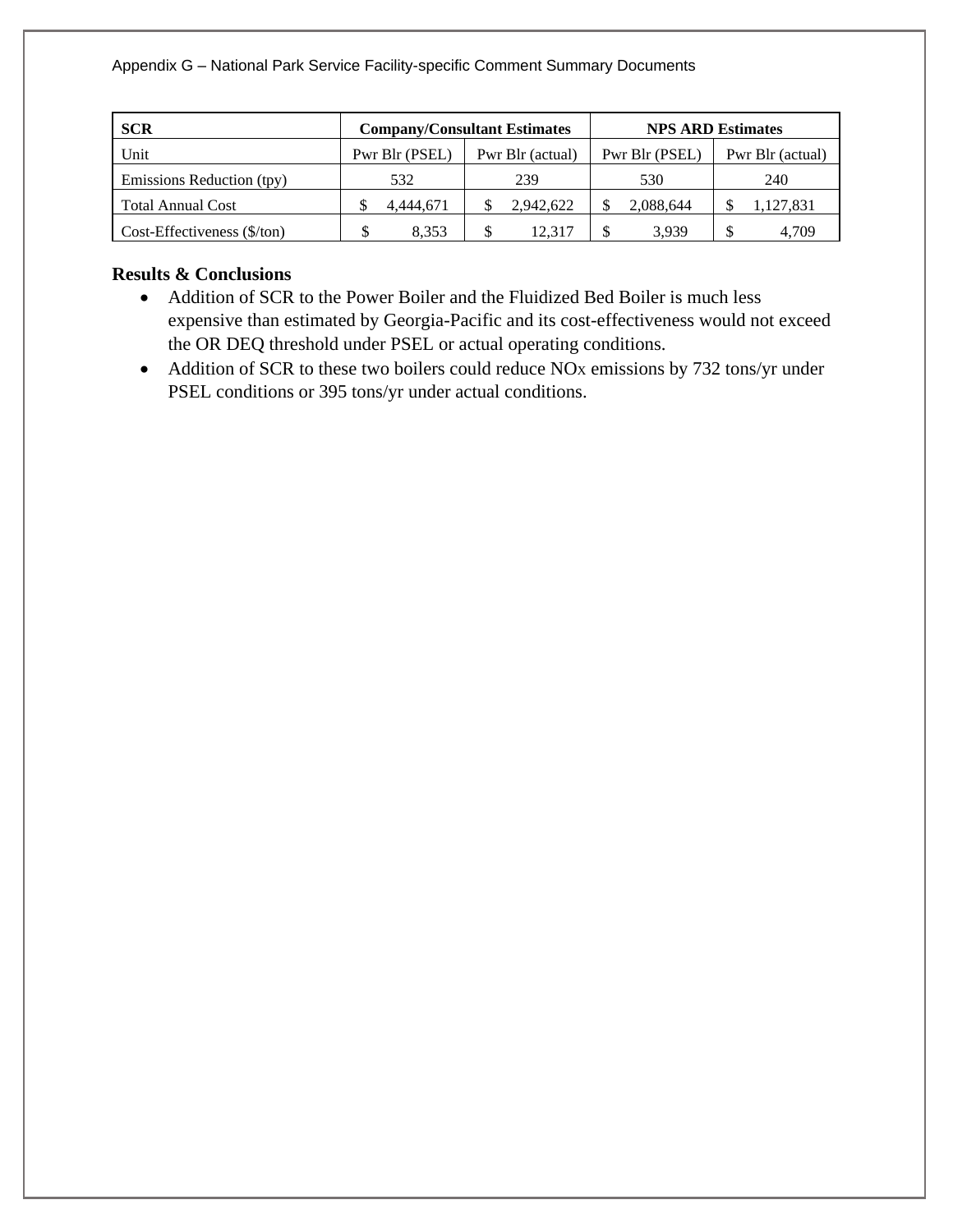| SCR | Company/Consultant Estimates | | NPS ARD Estimates | |
|---|---|---|---|---|
| Unit | Pwr Blr (PSEL) | Pwr Blr (actual) | Pwr Blr (PSEL) | Pwr Blr (actual) |
| Emissions Reduction (tpy) | 532 | 239 | 530 | 240 |
| Total Annual Cost | $ 4,444,671 | $ 2,942,622 | $ 2,088,644 | $ 1,127,831 |
| Cost-Effectiveness ($/ton) | $ 8,353 | $ 12,317 | $ 3,939 | $ 4,709 |

**Results & Conclusions**

- Addition of SCR to the Power Boiler and the Fluidized Bed Boiler is much less expensive than estimated by Georgia-Pacific and its cost-effectiveness would not exceed the OR DEQ threshold under PSEL or actual operating conditions.
- Addition of SCR to these two boilers could reduce $NO_X$ emissions by 732 tons/yr under PSEL conditions or 395 tons/yr under actual conditions.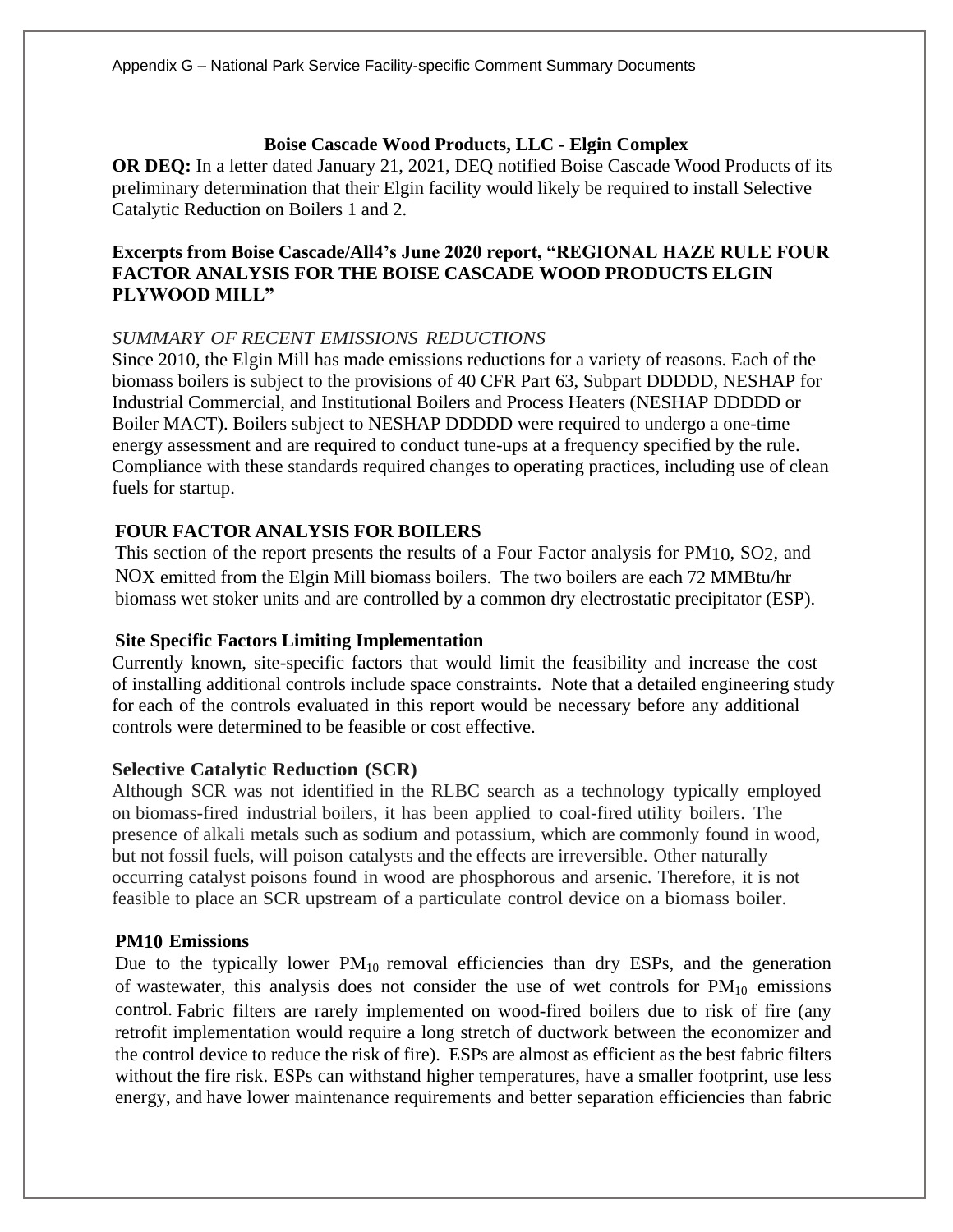**Boise Cascade Wood Products, LLC - Elgin Complex**

**OR DEQ:** In a letter dated January 21, 2021, DEQ notified Boise Cascade Wood Products of its preliminary determination that their Elgin facility would likely be required to install Selective Catalytic Reduction on Boilers 1 and 2.

**Excerpts from Boise Cascade/All4's June 2020 report, "REGIONAL HAZE RULE FOUR FACTOR ANALYSIS FOR THE BOISE CASCADE WOOD PRODUCTS ELGIN PLYWOOD MILL"**

*SUMMARY OF RECENT EMISSIONS REDUCTIONS*

Since 2010, the Elgin Mill has made emissions reductions for a variety of reasons. Each of the biomass boilers is subject to the provisions of 40 CFR Part 63, Subpart DDDDD, NESHAP for Industrial Commercial, and Institutional Boilers and Process Heaters (NESHAP DDDDD or Boiler MACT). Boilers subject to NESHAP DDDDD were required to undergo a one-time energy assessment and are required to conduct tune-ups at a frequency specified by the rule. Compliance with these standards required changes to operating practices, including use of clean fuels for startup.

**FOUR FACTOR ANALYSIS FOR BOILERS**

This section of the report presents the results of a Four Factor analysis for $PM_{10}$, $SO_2$, and $NO_X$ emitted from the Elgin Mill biomass boilers. The two boilers are each 72 MMBtu/hr biomass wet stoker units and are controlled by a common dry electrostatic precipitator (ESP).

**Site Specific Factors Limiting Implementation**

Currently known, site-specific factors that would limit the feasibility and increase the cost of installing additional controls include space constraints. Note that a detailed engineering study for each of the controls evaluated in this report would be necessary before any additional controls were determined to be feasible or cost effective.

**Selective Catalytic Reduction (SCR)**

Although SCR was not identified in the RLBC search as a technology typically employed on biomass-fired industrial boilers, it has been applied to coal-fired utility boilers. The presence of alkali metals such as sodium and potassium, which are commonly found in wood, but not fossil fuels, will poison catalysts and the effects are irreversible. Other naturally occurring catalyst poisons found in wood are phosphorous and arsenic. Therefore, it is not feasible to place an SCR upstream of a particulate control device on a biomass boiler.

**$PM_{10}$ Emissions**

Due to the typically lower $PM_{10}$ removal efficiencies than dry ESPs, and the generation of wastewater, this analysis does not consider the use of wet controls for $PM_{10}$ emissions control. Fabric filters are rarely implemented on wood-fired boilers due to risk of fire (any retrofit implementation would require a long stretch of ductwork between the economizer and the control device to reduce the risk of fire). ESPs are almost as efficient as the best fabric filters without the fire risk. ESPs can withstand higher temperatures, have a smaller footprint, use less energy, and have lower maintenance requirements and better separation efficiencies than fabric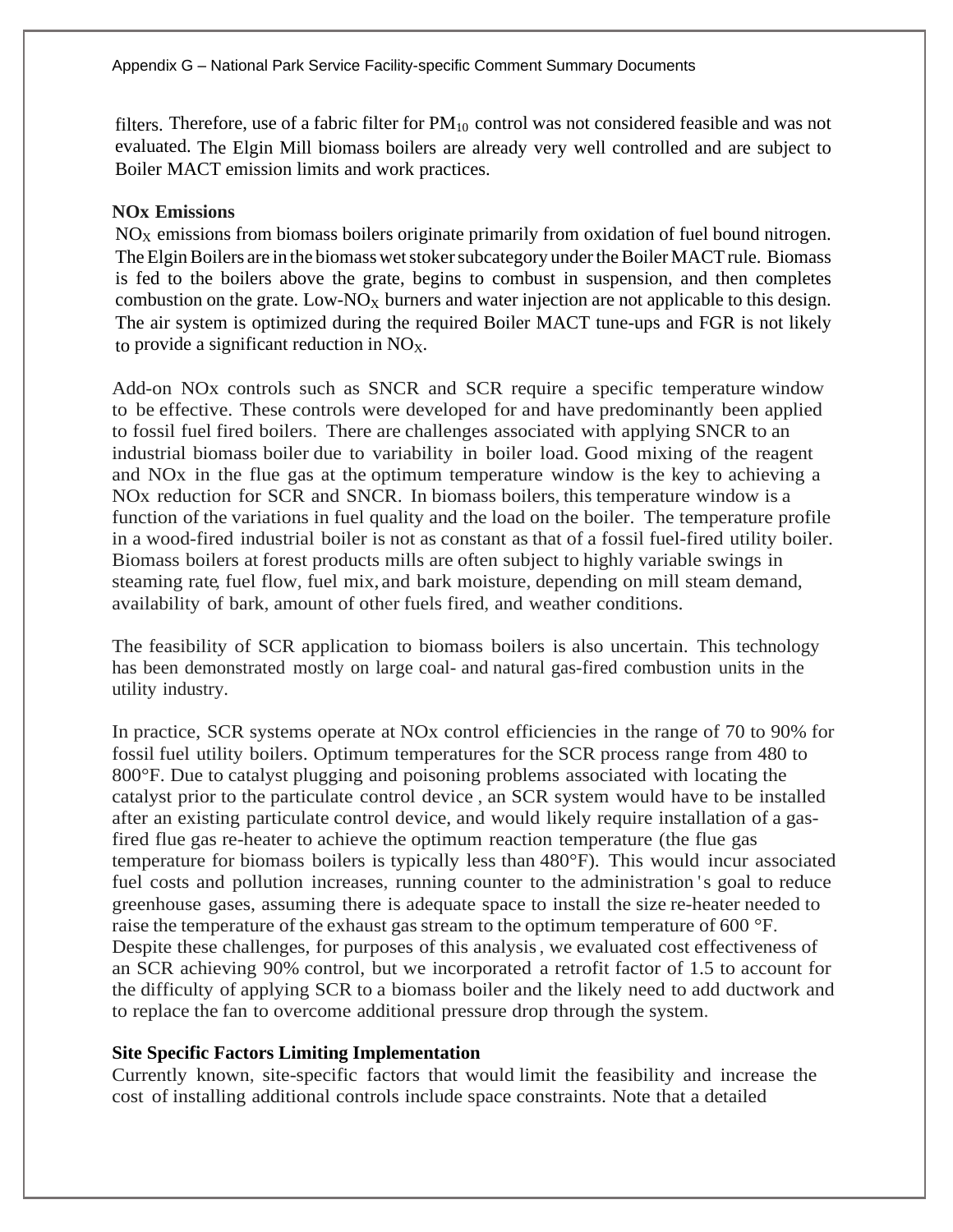filters. Therefore, use of a fabric filter for $PM_{10}$ control was not considered feasible and was not evaluated. The Elgin Mill biomass boilers are already very well controlled and are subject to Boiler MACT emission limits and work practices.

**NOx Emissions**

$NO_X$ emissions from biomass boilers originate primarily from oxidation of fuel bound nitrogen. The Elgin Boilers are in the biomass wet stoker subcategory under the Boiler MACT rule. Biomass is fed to the boilers above the grate, begins to combust in suspension, and then completes combustion on the grate. Low-$NO_X$ burners and water injection are not applicable to this design. The air system is optimized during the required Boiler MACT tune-ups and FGR is not likely to provide a significant reduction in $NO_X$.

Add-on NOx controls such as SNCR and SCR require a specific temperature window to be effective. These controls were developed for and have predominantly been applied to fossil fuel fired boilers. There are challenges associated with applying SNCR to an industrial biomass boiler due to variability in boiler load. Good mixing of the reagent and NOx in the flue gas at the optimum temperature window is the key to achieving a NOx reduction for SCR and SNCR. In biomass boilers, this temperature window is a function of the variations in fuel quality and the load on the boiler. The temperature profile in a wood-fired industrial boiler is not as constant as that of a fossil fuel-fired utility boiler. Biomass boilers at forest products mills are often subject to highly variable swings in steaming rate, fuel flow, fuel mix, and bark moisture, depending on mill steam demand, availability of bark, amount of other fuels fired, and weather conditions.

The feasibility of SCR application to biomass boilers is also uncertain. This technology has been demonstrated mostly on large coal- and natural gas-fired combustion units in the utility industry.

In practice, SCR systems operate at NOx control efficiencies in the range of 70 to 90% for fossil fuel utility boilers. Optimum temperatures for the SCR process range from 480 to 800°F. Due to catalyst plugging and poisoning problems associated with locating the catalyst prior to the particulate control device , an SCR system would have to be installed after an existing particulate control device, and would likely require installation of a gas-fired flue gas re-heater to achieve the optimum reaction temperature (the flue gas temperature for biomass boilers is typically less than 480°F). This would incur associated fuel costs and pollution increases, running counter to the administration's goal to reduce greenhouse gases, assuming there is adequate space to install the size re-heater needed to raise the temperature of the exhaust gas stream to the optimum temperature of 600 °F. Despite these challenges, for purposes of this analysis, we evaluated cost effectiveness of an SCR achieving 90% control, but we incorporated a retrofit factor of 1.5 to account for the difficulty of applying SCR to a biomass boiler and the likely need to add ductwork and to replace the fan to overcome additional pressure drop through the system.

**Site Specific Factors Limiting Implementation**

Currently known, site-specific factors that would limit the feasibility and increase the cost of installing additional controls include space constraints. Note that a detailed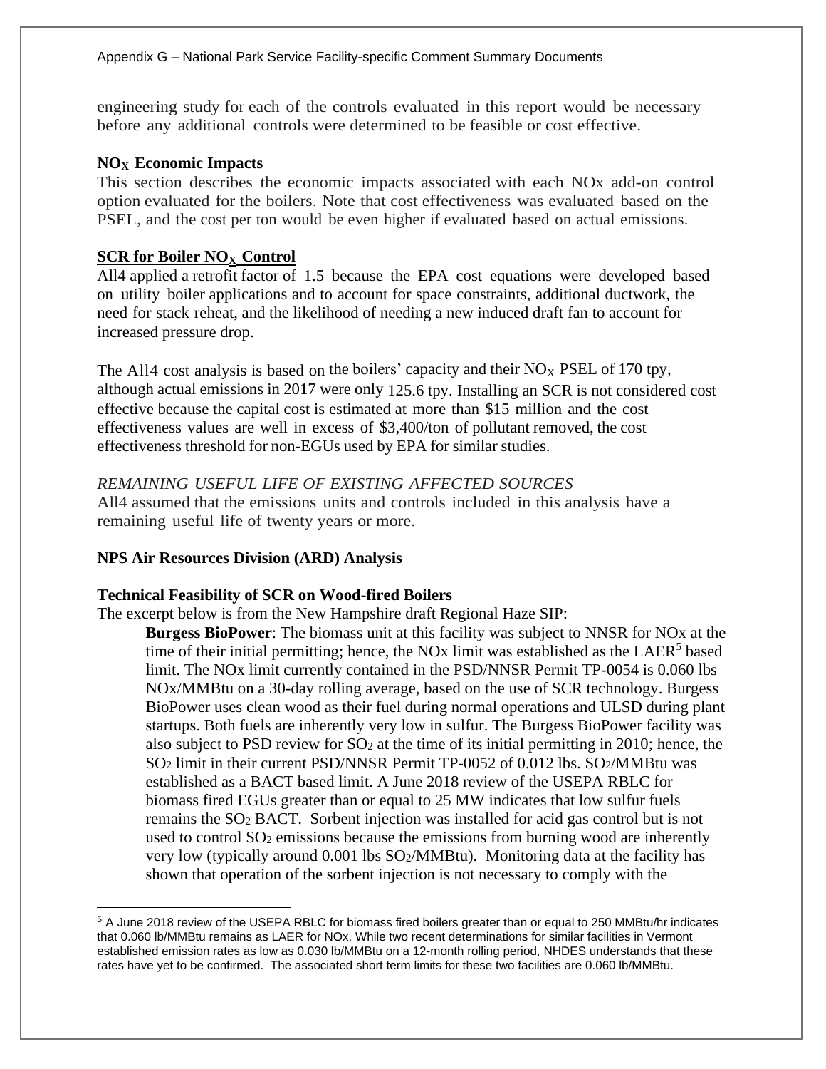engineering study for each of the controls evaluated in this report would be necessary before any additional controls were determined to be feasible or cost effective.

**$NO_X$ Economic Impacts**

This section describes the economic impacts associated with each NOx add-on control option evaluated for the boilers. Note that cost effectiveness was evaluated based on the PSEL, and the cost per ton would be even higher if evaluated based on actual emissions.

**<u>SCR for Boiler $NO_X$ Control</u>**

All4 applied a retrofit factor of 1.5 because the EPA cost equations were developed based on utility boiler applications and to account for space constraints, additional ductwork, the need for stack reheat, and the likelihood of needing a new induced draft fan to account for increased pressure drop.

The All4 cost analysis is based on the boilers' capacity and their $NO_X$ PSEL of 170 tpy, although actual emissions in 2017 were only 125.6 tpy. Installing an SCR is not considered cost effective because the capital cost is estimated at more than $15 million and the cost effectiveness values are well in excess of $3,400/ton of pollutant removed, the cost effectiveness threshold for non-EGUs used by EPA for similar studies.

*REMAINING USEFUL LIFE OF EXISTING AFFECTED SOURCES*

All4 assumed that the emissions units and controls included in this analysis have a remaining useful life of twenty years or more.

**NPS Air Resources Division (ARD) Analysis**

**Technical Feasibility of SCR on Wood-fired Boilers**

The excerpt below is from the New Hampshire draft Regional Haze SIP:

> **Burgess BioPower**: The biomass unit at this facility was subject to NNSR for NOx at the time of their initial permitting; hence, the NOx limit was established as the LAER[5] based limit. The NOx limit currently contained in the PSD/NNSR Permit TP-0054 is 0.060 lbs NOx/MMBtu on a 30-day rolling average, based on the use of SCR technology. Burgess BioPower uses clean wood as their fuel during normal operations and ULSD during plant startups. Both fuels are inherently very low in sulfur. The Burgess BioPower facility was also subject to PSD review for $SO_2$ at the time of its initial permitting in 2010; hence, the $SO_2$ limit in their current PSD/NNSR Permit TP-0052 of 0.012 lbs. $SO_2$/MMBtu was established as a BACT based limit. A June 2018 review of the USEPA RBLC for biomass fired EGUs greater than or equal to 25 MW indicates that low sulfur fuels remains the $SO_2$ BACT. Sorbent injection was installed for acid gas control but is not used to control $SO_2$ emissions because the emissions from burning wood are inherently very low (typically around 0.001 lbs $SO_2$/MMBtu). Monitoring data at the facility has shown that operation of the sorbent injection is not necessary to comply with the

---

[5] A June 2018 review of the USEPA RBLC for biomass fired boilers greater than or equal to 250 MMBtu/hr indicates that 0.060 lb/MMBtu remains as LAER for NOx. While two recent determinations for similar facilities in Vermont established emission rates as low as 0.030 lb/MMBtu on a 12-month rolling period, NHDES understands that these rates have yet to be confirmed. The associated short term limits for these two facilities are 0.060 lb/MMBtu.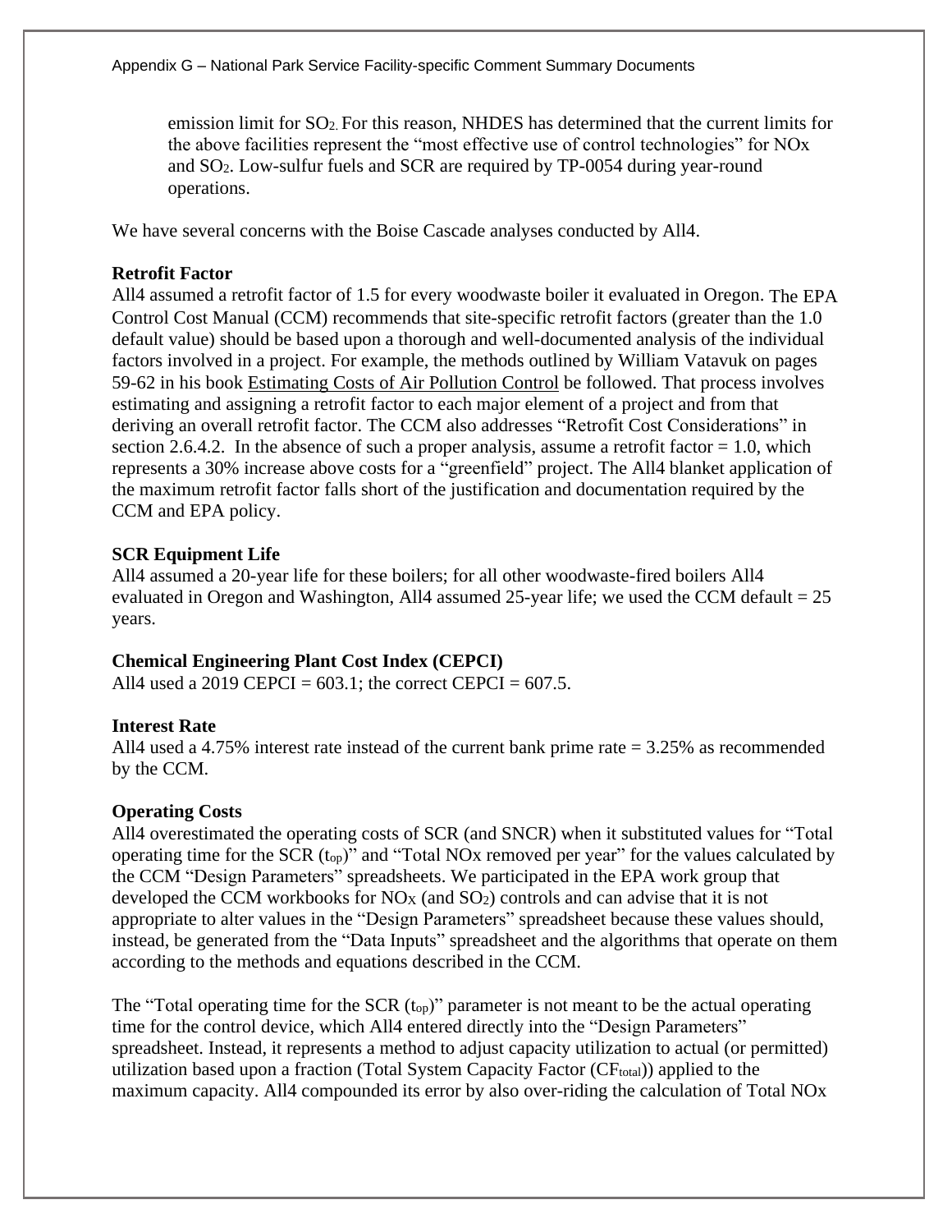emission limit for $SO_2$. For this reason, NHDES has determined that the current limits for the above facilities represent the "most effective use of control technologies" for NOx and $SO_2$. Low-sulfur fuels and SCR are required by TP-0054 during year-round operations.

We have several concerns with the Boise Cascade analyses conducted by All4.

**Retrofit Factor**

All4 assumed a retrofit factor of 1.5 for every woodwaste boiler it evaluated in Oregon. The EPA Control Cost Manual (CCM) recommends that site-specific retrofit factors (greater than the 1.0 default value) should be based upon a thorough and well-documented analysis of the individual factors involved in a project. For example, the methods outlined by William Vatavuk on pages 59-62 in his book Estimating Costs of Air Pollution Control be followed. That process involves estimating and assigning a retrofit factor to each major element of a project and from that deriving an overall retrofit factor. The CCM also addresses "Retrofit Cost Considerations" in section 2.6.4.2. In the absence of such a proper analysis, assume a retrofit factor = 1.0, which represents a 30% increase above costs for a "greenfield" project. The All4 blanket application of the maximum retrofit factor falls short of the justification and documentation required by the CCM and EPA policy.

**SCR Equipment Life**

All4 assumed a 20-year life for these boilers; for all other woodwaste-fired boilers All4 evaluated in Oregon and Washington, All4 assumed 25-year life; we used the CCM default = 25 years.

**Chemical Engineering Plant Cost Index (CEPCI)**

All4 used a 2019 CEPCI = 603.1; the correct CEPCI = 607.5.

**Interest Rate**

All4 used a 4.75% interest rate instead of the current bank prime rate = 3.25% as recommended by the CCM.

**Operating Costs**

All4 overestimated the operating costs of SCR (and SNCR) when it substituted values for "Total operating time for the SCR ($t_{op}$)" and "Total NOx removed per year" for the values calculated by the CCM "Design Parameters" spreadsheets. We participated in the EPA work group that developed the CCM workbooks for $NO_X$ (and $SO_2$) controls and can advise that it is not appropriate to alter values in the "Design Parameters" spreadsheet because these values should, instead, be generated from the "Data Inputs" spreadsheet and the algorithms that operate on them according to the methods and equations described in the CCM.

The "Total operating time for the SCR ($t_{op}$)" parameter is not meant to be the actual operating time for the control device, which All4 entered directly into the "Design Parameters" spreadsheet. Instead, it represents a method to adjust capacity utilization to actual (or permitted) utilization based upon a fraction (Total System Capacity Factor ($CF_{total}$)) applied to the maximum capacity. All4 compounded its error by also over-riding the calculation of Total NOx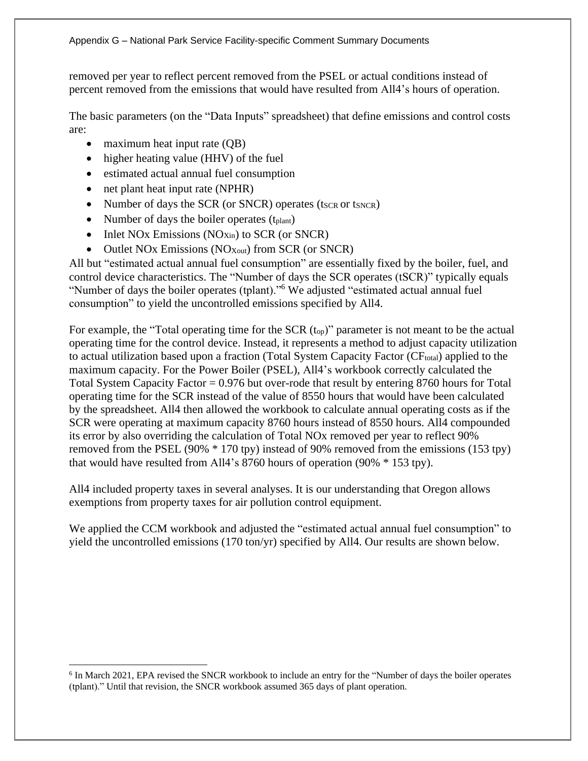removed per year to reflect percent removed from the PSEL or actual conditions instead of percent removed from the emissions that would have resulted from All4's hours of operation.

The basic parameters (on the "Data Inputs" spreadsheet) that define emissions and control costs are:

- maximum heat input rate (QB)
- higher heating value (HHV) of the fuel
- estimated actual annual fuel consumption
- net plant heat input rate (NPHR)
- Number of days the SCR (or SNCR) operates ($t_{SCR}$ or $t_{SNCR}$)
- Number of days the boiler operates ($t_{plant}$)
- Inlet NOx Emissions ($NOx_{in}$) to SCR (or SNCR)
- Outlet NOx Emissions ($NOx_{out}$) from SCR (or SNCR)

All but "estimated actual annual fuel consumption" are essentially fixed by the boiler, fuel, and control device characteristics. The "Number of days the SCR operates (tSCR)" typically equals "Number of days the boiler operates (tplant)."[6] We adjusted "estimated actual annual fuel consumption" to yield the uncontrolled emissions specified by All4.

For example, the "Total operating time for the SCR ($t_{op}$)" parameter is not meant to be the actual operating time for the control device. Instead, it represents a method to adjust capacity utilization to actual utilization based upon a fraction (Total System Capacity Factor ($CF_{total}$) applied to the maximum capacity. For the Power Boiler (PSEL), All4's workbook correctly calculated the Total System Capacity Factor = 0.976 but over-rode that result by entering 8760 hours for Total operating time for the SCR instead of the value of 8550 hours that would have been calculated by the spreadsheet. All4 then allowed the workbook to calculate annual operating costs as if the SCR were operating at maximum capacity 8760 hours instead of 8550 hours. All4 compounded its error by also overriding the calculation of Total NOx removed per year to reflect 90% removed from the PSEL (90% * 170 tpy) instead of 90% removed from the emissions (153 tpy) that would have resulted from All4's 8760 hours of operation (90% * 153 tpy).

All4 included property taxes in several analyses. It is our understanding that Oregon allows exemptions from property taxes for air pollution control equipment.

We applied the CCM workbook and adjusted the "estimated actual annual fuel consumption" to yield the uncontrolled emissions (170 ton/yr) specified by All4. Our results are shown below.

[6] In March 2021, EPA revised the SNCR workbook to include an entry for the "Number of days the boiler operates (tplant)." Until that revision, the SNCR workbook assumed 365 days of plant operation.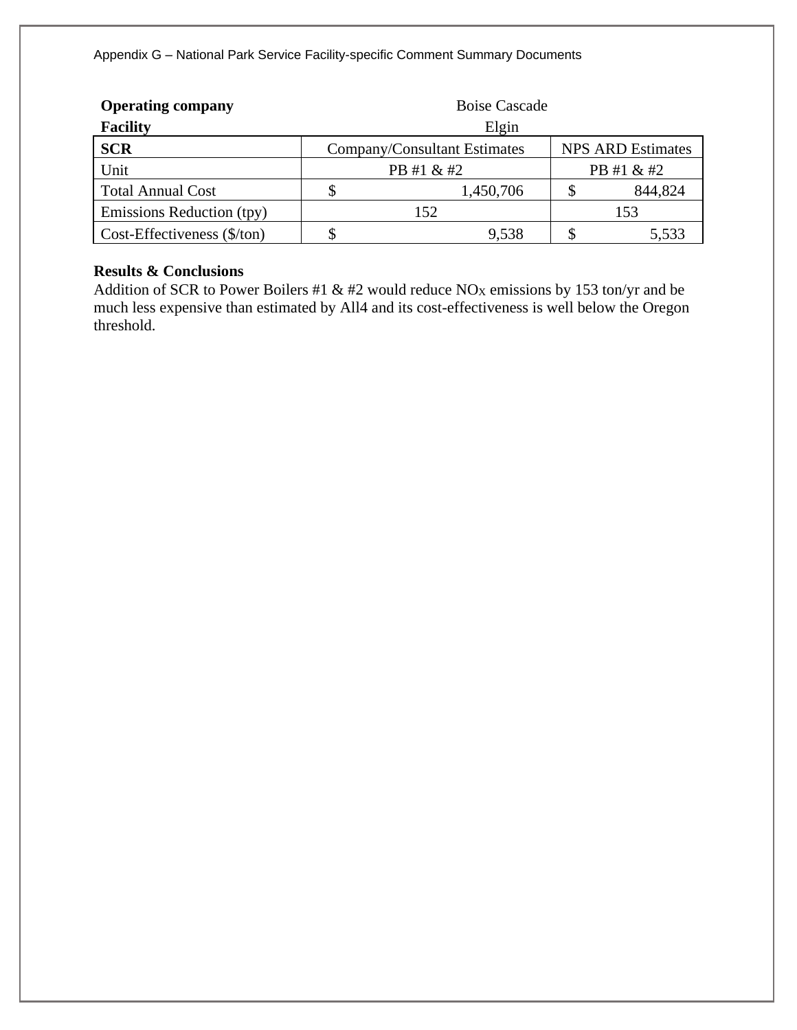**Operating company** Boise Cascade

**Facility** Elgin

| SCR | Company/Consultant Estimates | NPS ARD Estimates |
|---|---|---|
| Unit | PB #1 & #2 | PB #1 & #2 |
| Total Annual Cost | $ 1,450,706 | $ 844,824 |
| Emissions Reduction (tpy) | 152 | 153 |
| Cost-Effectiveness ($/ton) | $ 9,538 | $ 5,533 |

**Results & Conclusions**

Addition of SCR to Power Boilers #1 & #2 would reduce $NO_X$ emissions by 153 ton/yr and be much less expensive than estimated by All4 and its cost-effectiveness is well below the Oregon threshold.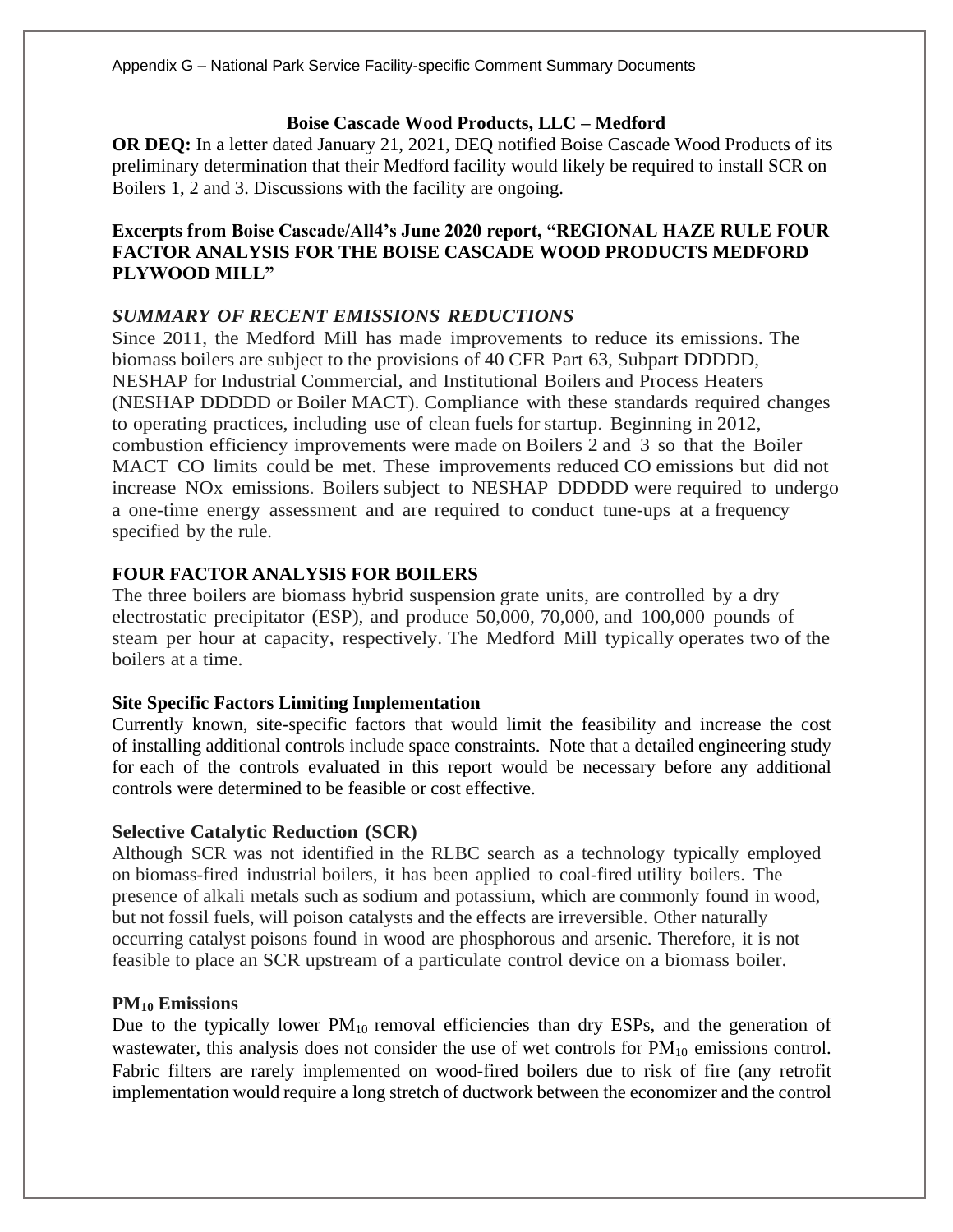**Boise Cascade Wood Products, LLC – Medford**

**OR DEQ:** In a letter dated January 21, 2021, DEQ notified Boise Cascade Wood Products of its preliminary determination that their Medford facility would likely be required to install SCR on Boilers 1, 2 and 3. Discussions with the facility are ongoing.

**Excerpts from Boise Cascade/All4's June 2020 report, "REGIONAL HAZE RULE FOUR FACTOR ANALYSIS FOR THE BOISE CASCADE WOOD PRODUCTS MEDFORD PLYWOOD MILL"**

***SUMMARY OF RECENT EMISSIONS REDUCTIONS***

Since 2011, the Medford Mill has made improvements to reduce its emissions. The biomass boilers are subject to the provisions of 40 CFR Part 63, Subpart DDDDD, NESHAP for Industrial Commercial, and Institutional Boilers and Process Heaters (NESHAP DDDDD or Boiler MACT). Compliance with these standards required changes to operating practices, including use of clean fuels for startup. Beginning in 2012, combustion efficiency improvements were made on Boilers 2 and 3 so that the Boiler MACT CO limits could be met. These improvements reduced CO emissions but did not increase NOx emissions. Boilers subject to NESHAP DDDDD were required to undergo a one-time energy assessment and are required to conduct tune-ups at a frequency specified by the rule.

**FOUR FACTOR ANALYSIS FOR BOILERS**

The three boilers are biomass hybrid suspension grate units, are controlled by a dry electrostatic precipitator (ESP), and produce 50,000, 70,000, and 100,000 pounds of steam per hour at capacity, respectively. The Medford Mill typically operates two of the boilers at a time.

**Site Specific Factors Limiting Implementation**

Currently known, site-specific factors that would limit the feasibility and increase the cost of installing additional controls include space constraints. Note that a detailed engineering study for each of the controls evaluated in this report would be necessary before any additional controls were determined to be feasible or cost effective.

**Selective Catalytic Reduction (SCR)**

Although SCR was not identified in the RLBC search as a technology typically employed on biomass-fired industrial boilers, it has been applied to coal-fired utility boilers. The presence of alkali metals such as sodium and potassium, which are commonly found in wood, but not fossil fuels, will poison catalysts and the effects are irreversible. Other naturally occurring catalyst poisons found in wood are phosphorous and arsenic. Therefore, it is not feasible to place an SCR upstream of a particulate control device on a biomass boiler.

**$PM_{10}$ Emissions**

Due to the typically lower $PM_{10}$ removal efficiencies than dry ESPs, and the generation of wastewater, this analysis does not consider the use of wet controls for $PM_{10}$ emissions control. Fabric filters are rarely implemented on wood-fired boilers due to risk of fire (any retrofit implementation would require a long stretch of ductwork between the economizer and the control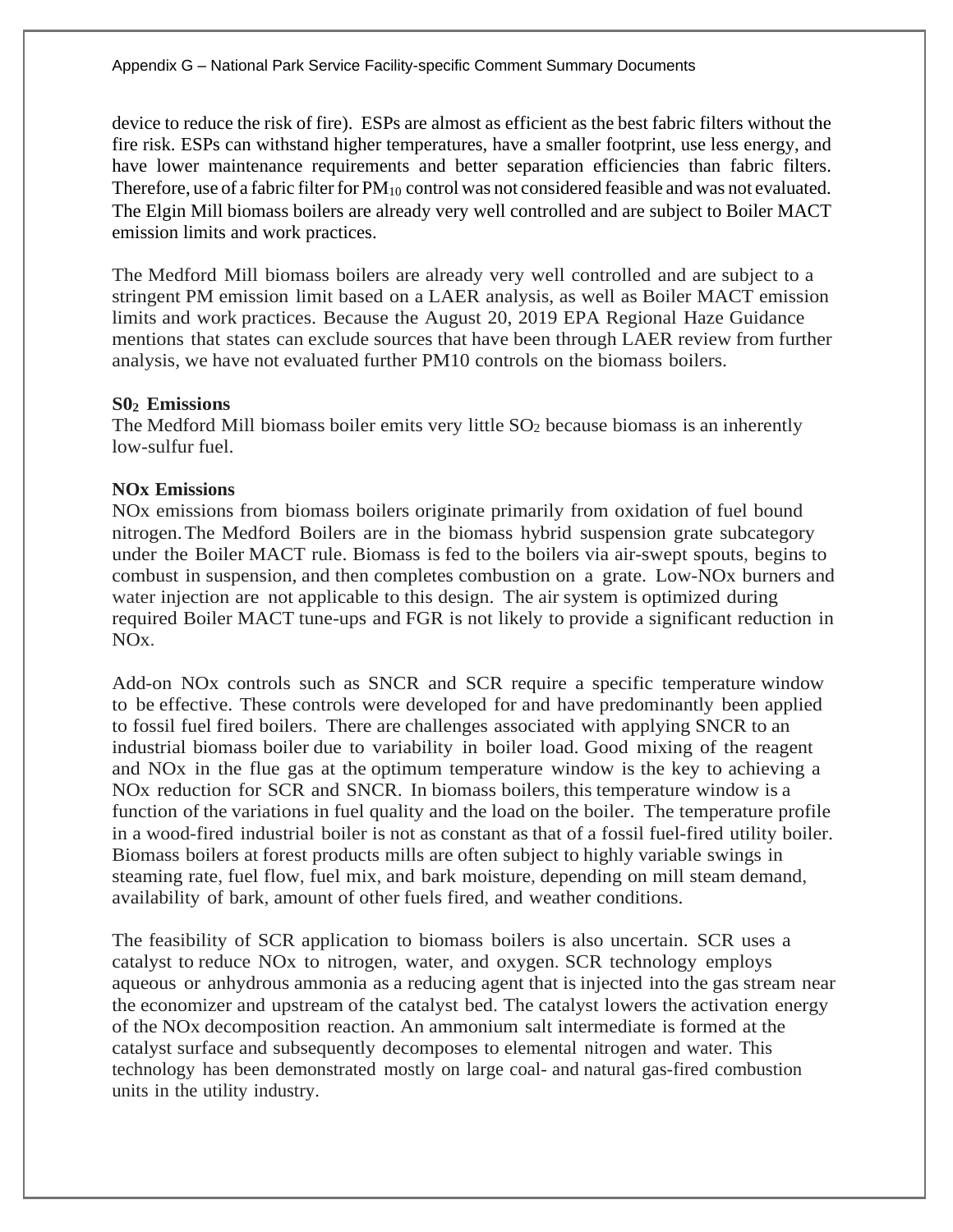device to reduce the risk of fire). ESPs are almost as efficient as the best fabric filters without the fire risk. ESPs can withstand higher temperatures, have a smaller footprint, use less energy, and have lower maintenance requirements and better separation efficiencies than fabric filters. Therefore, use of a fabric filter for $PM_{10}$ control was not considered feasible and was not evaluated. The Elgin Mill biomass boilers are already very well controlled and are subject to Boiler MACT emission limits and work practices.

The Medford Mill biomass boilers are already very well controlled and are subject to a stringent PM emission limit based on a LAER analysis, as well as Boiler MACT emission limits and work practices. Because the August 20, 2019 EPA Regional Haze Guidance mentions that states can exclude sources that have been through LAER review from further analysis, we have not evaluated further PM10 controls on the biomass boilers.

**$S0_2$ Emissions**

The Medford Mill biomass boiler emits very little $SO_2$ because biomass is an inherently low-sulfur fuel.

**NOx Emissions**

NOx emissions from biomass boilers originate primarily from oxidation of fuel bound nitrogen. The Medford Boilers are in the biomass hybrid suspension grate subcategory under the Boiler MACT rule. Biomass is fed to the boilers via air-swept spouts, begins to combust in suspension, and then completes combustion on a grate. Low-NOx burners and water injection are not applicable to this design. The air system is optimized during required Boiler MACT tune-ups and FGR is not likely to provide a significant reduction in NOx.

Add-on NOx controls such as SNCR and SCR require a specific temperature window to be effective. These controls were developed for and have predominantly been applied to fossil fuel fired boilers. There are challenges associated with applying SNCR to an industrial biomass boiler due to variability in boiler load. Good mixing of the reagent and NOx in the flue gas at the optimum temperature window is the key to achieving a NOx reduction for SCR and SNCR. In biomass boilers, this temperature window is a function of the variations in fuel quality and the load on the boiler. The temperature profile in a wood-fired industrial boiler is not as constant as that of a fossil fuel-fired utility boiler. Biomass boilers at forest products mills are often subject to highly variable swings in steaming rate, fuel flow, fuel mix, and bark moisture, depending on mill steam demand, availability of bark, amount of other fuels fired, and weather conditions.

The feasibility of SCR application to biomass boilers is also uncertain. SCR uses a catalyst to reduce NOx to nitrogen, water, and oxygen. SCR technology employs aqueous or anhydrous ammonia as a reducing agent that is injected into the gas stream near the economizer and upstream of the catalyst bed. The catalyst lowers the activation energy of the NOx decomposition reaction. An ammonium salt intermediate is formed at the catalyst surface and subsequently decomposes to elemental nitrogen and water. This technology has been demonstrated mostly on large coal- and natural gas-fired combustion units in the utility industry.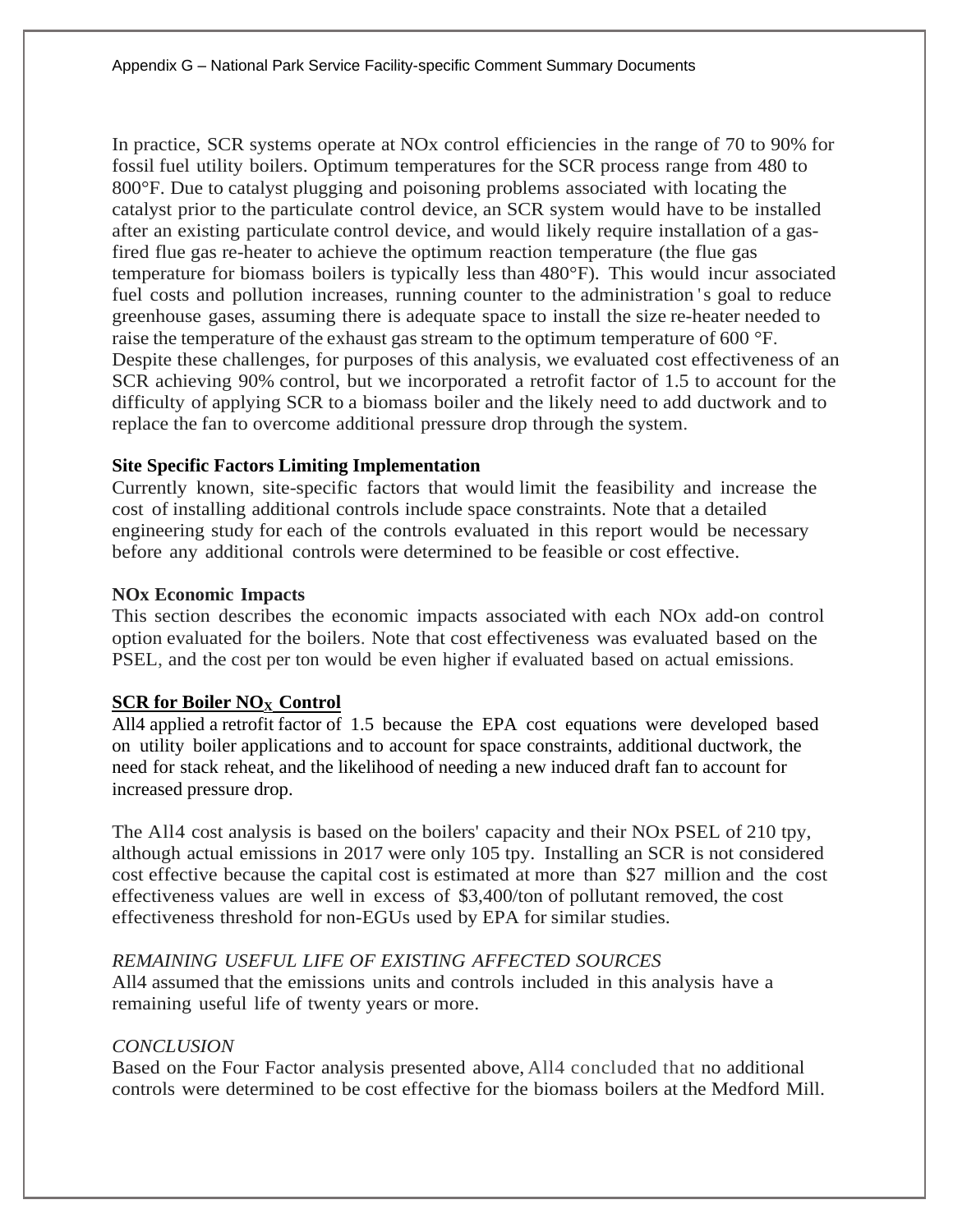In practice, SCR systems operate at NOx control efficiencies in the range of 70 to 90% for fossil fuel utility boilers. Optimum temperatures for the SCR process range from 480 to 800°F. Due to catalyst plugging and poisoning problems associated with locating the catalyst prior to the particulate control device, an SCR system would have to be installed after an existing particulate control device, and would likely require installation of a gas-fired flue gas re-heater to achieve the optimum reaction temperature (the flue gas temperature for biomass boilers is typically less than 480°F). This would incur associated fuel costs and pollution increases, running counter to the administration's goal to reduce greenhouse gases, assuming there is adequate space to install the size re-heater needed to raise the temperature of the exhaust gas stream to the optimum temperature of 600 °F. Despite these challenges, for purposes of this analysis, we evaluated cost effectiveness of an SCR achieving 90% control, but we incorporated a retrofit factor of 1.5 to account for the difficulty of applying SCR to a biomass boiler and the likely need to add ductwork and to replace the fan to overcome additional pressure drop through the system.

**Site Specific Factors Limiting Implementation**

Currently known, site-specific factors that would limit the feasibility and increase the cost of installing additional controls include space constraints. Note that a detailed engineering study for each of the controls evaluated in this report would be necessary before any additional controls were determined to be feasible or cost effective.

**NOx Economic Impacts**

This section describes the economic impacts associated with each NOx add-on control option evaluated for the boilers. Note that cost effectiveness was evaluated based on the PSEL, and the cost per ton would be even higher if evaluated based on actual emissions.

**SCR for Boiler $NO_X$ Control**

All4 applied a retrofit factor of 1.5 because the EPA cost equations were developed based on utility boiler applications and to account for space constraints, additional ductwork, the need for stack reheat, and the likelihood of needing a new induced draft fan to account for increased pressure drop.

The All4 cost analysis is based on the boilers' capacity and their NOx PSEL of 210 tpy, although actual emissions in 2017 were only 105 tpy. Installing an SCR is not considered cost effective because the capital cost is estimated at more than $27 million and the cost effectiveness values are well in excess of $3,400/ton of pollutant removed, the cost effectiveness threshold for non-EGUs used by EPA for similar studies.

*REMAINING USEFUL LIFE OF EXISTING AFFECTED SOURCES*

All4 assumed that the emissions units and controls included in this analysis have a remaining useful life of twenty years or more.

*CONCLUSION*

Based on the Four Factor analysis presented above, All4 concluded that no additional controls were determined to be cost effective for the biomass boilers at the Medford Mill.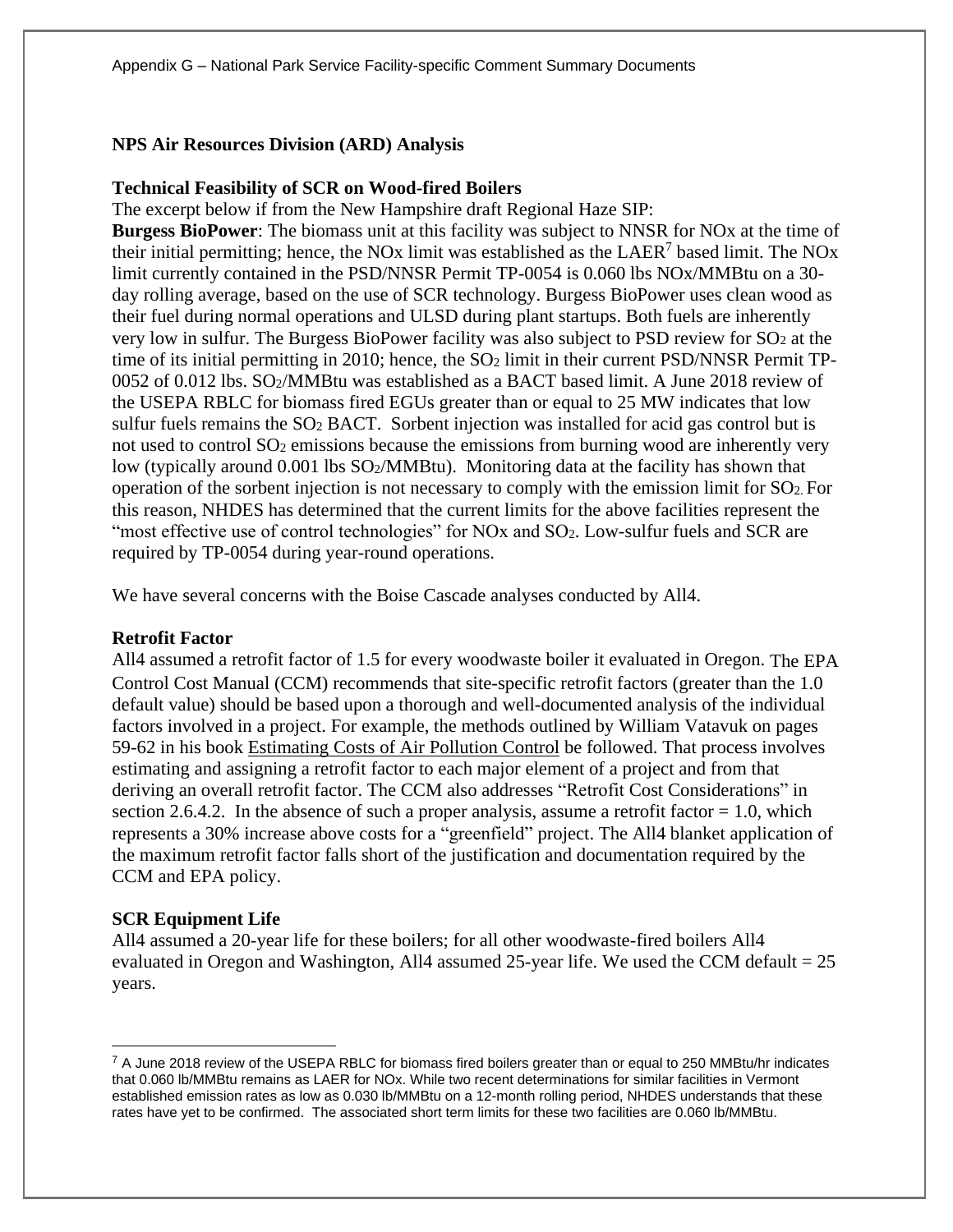**NPS Air Resources Division (ARD) Analysis**

**Technical Feasibility of SCR on Wood-fired Boilers**

The excerpt below if from the New Hampshire draft Regional Haze SIP:

**Burgess BioPower**: The biomass unit at this facility was subject to NNSR for NOx at the time of their initial permitting; hence, the NOx limit was established as the LAER[7] based limit. The NOx limit currently contained in the PSD/NNSR Permit TP-0054 is 0.060 lbs NOx/MMBtu on a 30-day rolling average, based on the use of SCR technology. Burgess BioPower uses clean wood as their fuel during normal operations and ULSD during plant startups. Both fuels are inherently very low in sulfur. The Burgess BioPower facility was also subject to PSD review for $SO_2$ at the time of its initial permitting in 2010; hence, the $SO_2$ limit in their current PSD/NNSR Permit TP-0052 of 0.012 lbs. $SO_2$/MMBtu was established as a BACT based limit. A June 2018 review of the USEPA RBLC for biomass fired EGUs greater than or equal to 25 MW indicates that low sulfur fuels remains the $SO_2$ BACT. Sorbent injection was installed for acid gas control but is not used to control $SO_2$ emissions because the emissions from burning wood are inherently very low (typically around 0.001 lbs $SO_2$/MMBtu). Monitoring data at the facility has shown that operation of the sorbent injection is not necessary to comply with the emission limit for $SO_2$. For this reason, NHDES has determined that the current limits for the above facilities represent the "most effective use of control technologies" for NOx and $SO_2$. Low-sulfur fuels and SCR are required by TP-0054 during year-round operations.

We have several concerns with the Boise Cascade analyses conducted by All4.

**Retrofit Factor**

All4 assumed a retrofit factor of 1.5 for every woodwaste boiler it evaluated in Oregon. The EPA Control Cost Manual (CCM) recommends that site-specific retrofit factors (greater than the 1.0 default value) should be based upon a thorough and well-documented analysis of the individual factors involved in a project. For example, the methods outlined by William Vatavuk on pages 59-62 in his book Estimating Costs of Air Pollution Control be followed. That process involves estimating and assigning a retrofit factor to each major element of a project and from that deriving an overall retrofit factor. The CCM also addresses "Retrofit Cost Considerations" in section 2.6.4.2. In the absence of such a proper analysis, assume a retrofit factor = 1.0, which represents a 30% increase above costs for a "greenfield" project. The All4 blanket application of the maximum retrofit factor falls short of the justification and documentation required by the CCM and EPA policy.

**SCR Equipment Life**

All4 assumed a 20-year life for these boilers; for all other woodwaste-fired boilers All4 evaluated in Oregon and Washington, All4 assumed 25-year life. We used the CCM default = 25 years.

[7] A June 2018 review of the USEPA RBLC for biomass fired boilers greater than or equal to 250 MMBtu/hr indicates that 0.060 lb/MMBtu remains as LAER for NOx. While two recent determinations for similar facilities in Vermont established emission rates as low as 0.030 lb/MMBtu on a 12-month rolling period, NHDES understands that these rates have yet to be confirmed. The associated short term limits for these two facilities are 0.060 lb/MMBtu.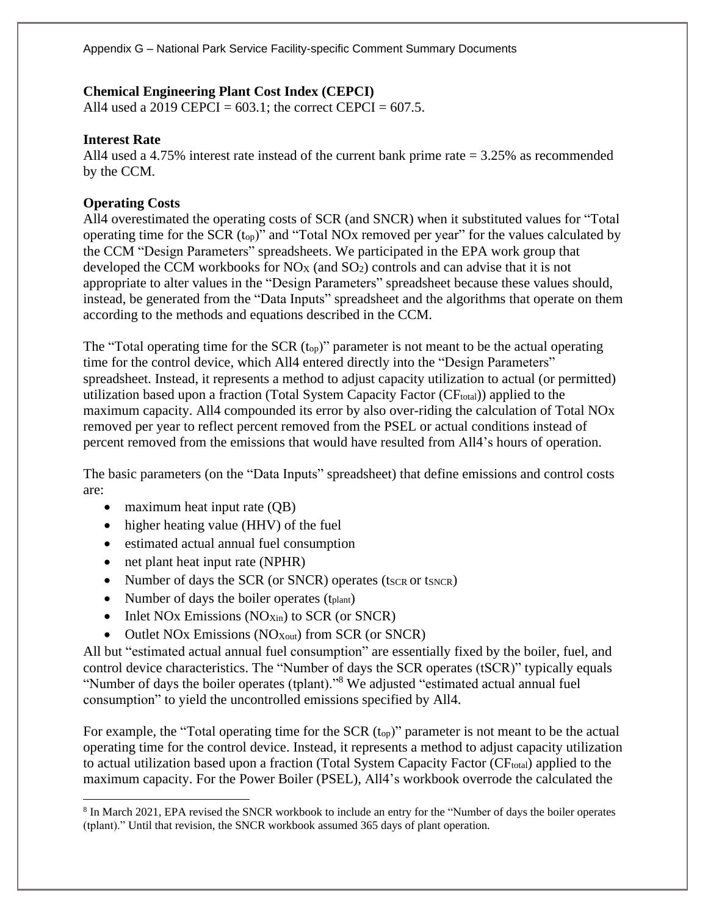**Chemical Engineering Plant Cost Index (CEPCI)**
All4 used a 2019 CEPCI = 603.1; the correct CEPCI = 607.5.

**Interest Rate**
All4 used a 4.75% interest rate instead of the current bank prime rate = 3.25% as recommended by the CCM.

**Operating Costs**
All4 overestimated the operating costs of SCR (and SNCR) when it substituted values for "Total operating time for the SCR ($t_{op}$)" and "Total NOx removed per year" for the values calculated by the CCM "Design Parameters" spreadsheets. We participated in the EPA work group that developed the CCM workbooks for $NO_X$ (and $SO_2$) controls and can advise that it is not appropriate to alter values in the "Design Parameters" spreadsheet because these values should, instead, be generated from the "Data Inputs" spreadsheet and the algorithms that operate on them according to the methods and equations described in the CCM.

The "Total operating time for the SCR ($t_{op}$)" parameter is not meant to be the actual operating time for the control device, which All4 entered directly into the "Design Parameters" spreadsheet. Instead, it represents a method to adjust capacity utilization to actual (or permitted) utilization based upon a fraction (Total System Capacity Factor ($CF_{total}$)) applied to the maximum capacity. All4 compounded its error by also over-riding the calculation of Total NOx removed per year to reflect percent removed from the PSEL or actual conditions instead of percent removed from the emissions that would have resulted from All4's hours of operation.

The basic parameters (on the "Data Inputs" spreadsheet) that define emissions and control costs are:

- maximum heat input rate (QB)
- higher heating value (HHV) of the fuel
- estimated actual annual fuel consumption
- net plant heat input rate (NPHR)
- Number of days the SCR (or SNCR) operates ($t_{SCR}$ or $t_{SNCR}$)
- Number of days the boiler operates ($t_{plant}$)
- Inlet NOx Emissions ($NOx_{in}$) to SCR (or SNCR)
- Outlet NOx Emissions ($NOx_{out}$) from SCR (or SNCR)

All but "estimated actual annual fuel consumption" are essentially fixed by the boiler, fuel, and control device characteristics. The "Number of days the SCR operates (tSCR)" typically equals "Number of days the boiler operates (tplant)."[8] We adjusted "estimated actual annual fuel consumption" to yield the uncontrolled emissions specified by All4.

For example, the "Total operating time for the SCR ($t_{op}$)" parameter is not meant to be the actual operating time for the control device. Instead, it represents a method to adjust capacity utilization to actual utilization based upon a fraction (Total System Capacity Factor ($CF_{total}$) applied to the maximum capacity. For the Power Boiler (PSEL), All4's workbook overrode the calculated the

[8] In March 2021, EPA revised the SNCR workbook to include an entry for the "Number of days the boiler operates (tplant)." Until that revision, the SNCR workbook assumed 365 days of plant operation.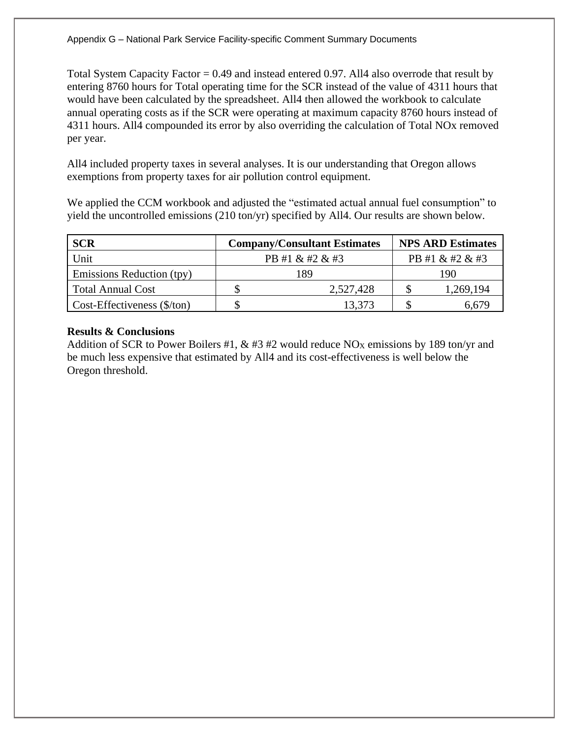Total System Capacity Factor = 0.49 and instead entered 0.97. All4 also overrode that result by entering 8760 hours for Total operating time for the SCR instead of the value of 4311 hours that would have been calculated by the spreadsheet. All4 then allowed the workbook to calculate annual operating costs as if the SCR were operating at maximum capacity 8760 hours instead of 4311 hours. All4 compounded its error by also overriding the calculation of Total NOx removed per year.

All4 included property taxes in several analyses. It is our understanding that Oregon allows exemptions from property taxes for air pollution control equipment.

We applied the CCM workbook and adjusted the “estimated actual annual fuel consumption” to yield the uncontrolled emissions (210 ton/yr) specified by All4. Our results are shown below.

| SCR | Company/Consultant Estimates | NPS ARD Estimates |
|---|---|---|
| Unit | PB #1 & #2 & #3 | PB #1 & #2 & #3 |
| Emissions Reduction (tpy) | 189 | 190 |
| Total Annual Cost | $ 2,527,428 | $ 1,269,194 |
| Cost-Effectiveness ($/ton) | $ 13,373 | $ 6,679 |

**Results & Conclusions**
Addition of SCR to Power Boilers #1, & #3 #2 would reduce $NO_X$ emissions by 189 ton/yr and be much less expensive that estimated by All4 and its cost-effectiveness is well below the Oregon threshold.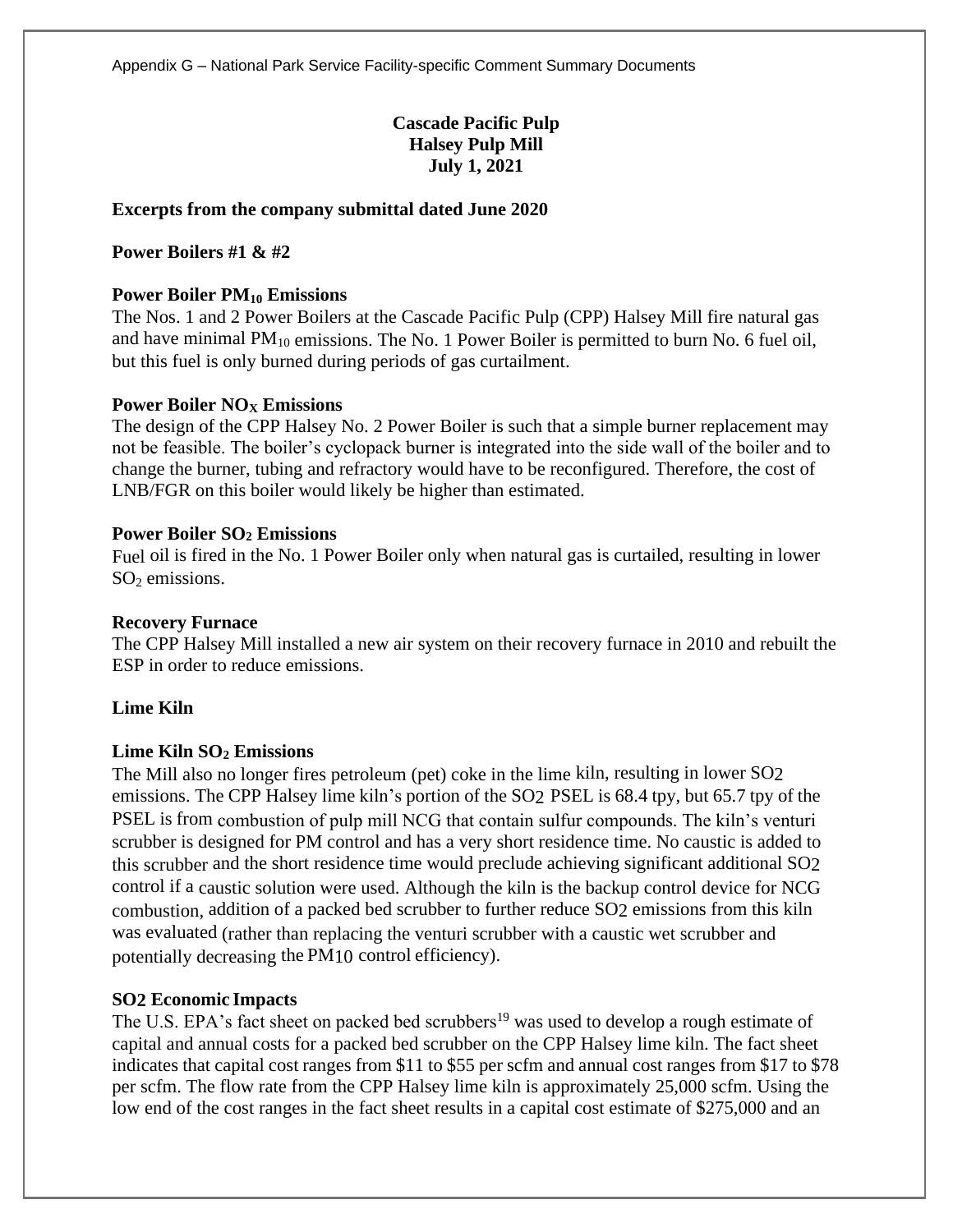**Cascade Pacific Pulp**
**Halsey Pulp Mill**
**July 1, 2021**

**Excerpts from the company submittal dated June 2020**

**Power Boilers #1 & #2**

**Power Boiler $PM_{10}$ Emissions**

The Nos. 1 and 2 Power Boilers at the Cascade Pacific Pulp (CPP) Halsey Mill fire natural gas and have minimal $PM_{10}$ emissions. The No. 1 Power Boiler is permitted to burn No. 6 fuel oil, but this fuel is only burned during periods of gas curtailment.

**Power Boiler $NO_X$ Emissions**

The design of the CPP Halsey No. 2 Power Boiler is such that a simple burner replacement may not be feasible. The boiler's cyclopack burner is integrated into the side wall of the boiler and to change the burner, tubing and refractory would have to be reconfigured. Therefore, the cost of LNB/FGR on this boiler would likely be higher than estimated.

**Power Boiler $SO_2$ Emissions**

Fuel oil is fired in the No. 1 Power Boiler only when natural gas is curtailed, resulting in lower $SO_2$ emissions.

**Recovery Furnace**

The CPP Halsey Mill installed a new air system on their recovery furnace in 2010 and rebuilt the ESP in order to reduce emissions.

**Lime Kiln**

**Lime Kiln $SO_2$ Emissions**

The Mill also no longer fires petroleum (pet) coke in the lime kiln, resulting in lower $SO_2$ emissions. The CPP Halsey lime kiln's portion of the $SO_2$ PSEL is 68.4 tpy, but 65.7 tpy of the PSEL is from combustion of pulp mill NCG that contain sulfur compounds. The kiln's venturi scrubber is designed for PM control and has a very short residence time. No caustic is added to this scrubber and the short residence time would preclude achieving significant additional $SO_2$ control if a caustic solution were used. Although the kiln is the backup control device for NCG combustion, addition of a packed bed scrubber to further reduce $SO_2$ emissions from this kiln was evaluated (rather than replacing the venturi scrubber with a caustic wet scrubber and potentially decreasing the $PM_{10}$ control efficiency).

**$SO_2$ Economic Impacts**

The U.S. EPA's fact sheet on packed bed scrubbers[19] was used to develop a rough estimate of capital and annual costs for a packed bed scrubber on the CPP Halsey lime kiln. The fact sheet indicates that capital cost ranges from $11 to $55 per scfm and annual cost ranges from $17 to $78 per scfm. The flow rate from the CPP Halsey lime kiln is approximately 25,000 scfm. Using the low end of the cost ranges in the fact sheet results in a capital cost estimate of $275,000 and an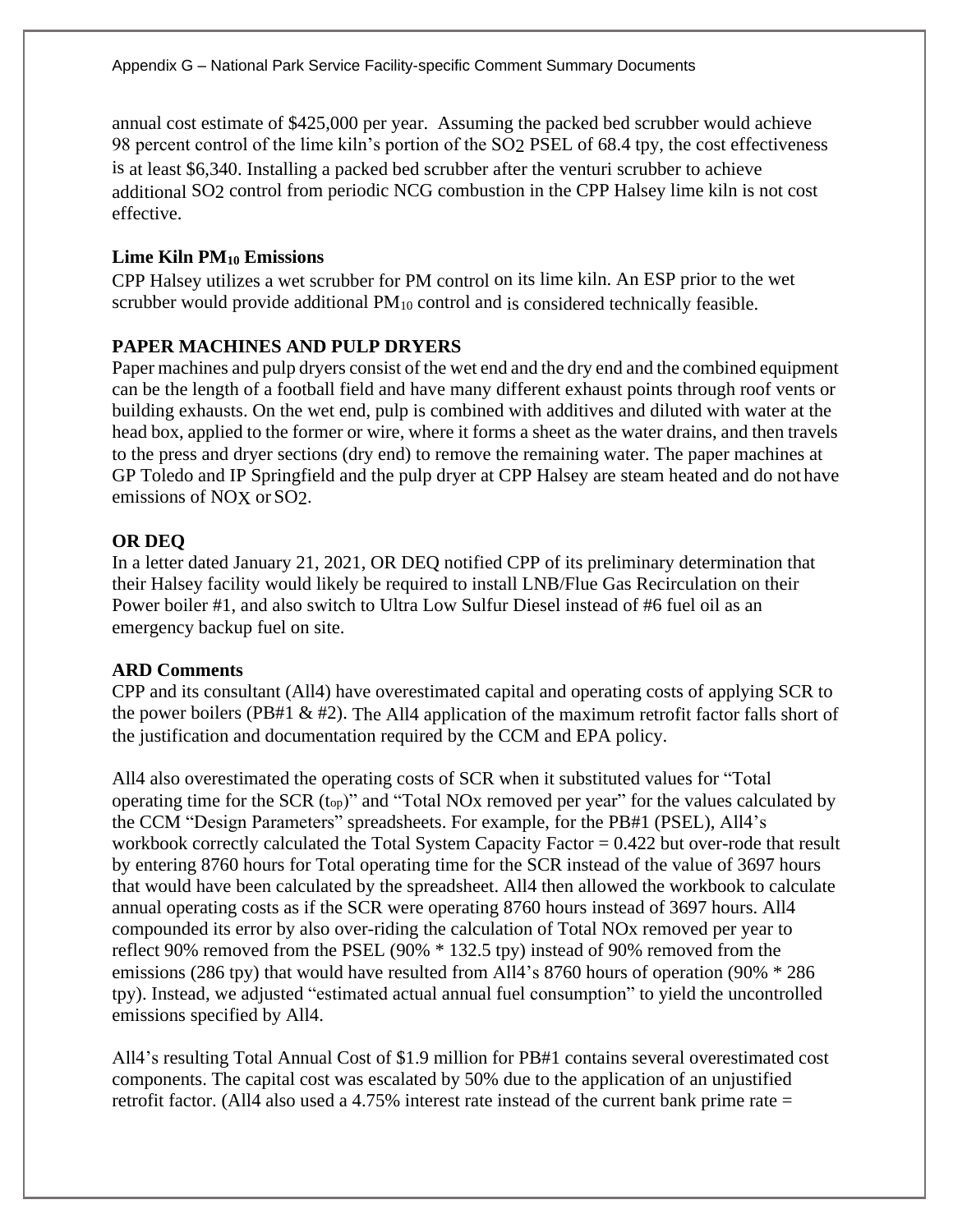annual cost estimate of $425,000 per year. Assuming the packed bed scrubber would achieve 98 percent control of the lime kiln's portion of the $SO_2$ PSEL of 68.4 tpy, the cost effectiveness is at least $6,340. Installing a packed bed scrubber after the venturi scrubber to achieve additional $SO_2$ control from periodic NCG combustion in the CPP Halsey lime kiln is not cost effective.

**Lime Kiln $PM_{10}$ Emissions**

CPP Halsey utilizes a wet scrubber for PM control on its lime kiln. An ESP prior to the wet scrubber would provide additional $PM_{10}$ control and is considered technically feasible.

**PAPER MACHINES AND PULP DRYERS**

Paper machines and pulp dryers consist of the wet end and the dry end and the combined equipment can be the length of a football field and have many different exhaust points through roof vents or building exhausts. On the wet end, pulp is combined with additives and diluted with water at the head box, applied to the former or wire, where it forms a sheet as the water drains, and then travels to the press and dryer sections (dry end) to remove the remaining water. The paper machines at GP Toledo and IP Springfield and the pulp dryer at CPP Halsey are steam heated and do not have emissions of $NO_X$ or $SO_2$.

**OR DEQ**

In a letter dated January 21, 2021, OR DEQ notified CPP of its preliminary determination that their Halsey facility would likely be required to install LNB/Flue Gas Recirculation on their Power boiler #1, and also switch to Ultra Low Sulfur Diesel instead of #6 fuel oil as an emergency backup fuel on site.

**ARD Comments**

CPP and its consultant (All4) have overestimated capital and operating costs of applying SCR to the power boilers (PB#1 & #2). The All4 application of the maximum retrofit factor falls short of the justification and documentation required by the CCM and EPA policy.

All4 also overestimated the operating costs of SCR when it substituted values for "Total operating time for the SCR ($t_{op}$)" and "Total NOx removed per year" for the values calculated by the CCM "Design Parameters" spreadsheets. For example, for the PB#1 (PSEL), All4's workbook correctly calculated the Total System Capacity Factor = 0.422 but over-rode that result by entering 8760 hours for Total operating time for the SCR instead of the value of 3697 hours that would have been calculated by the spreadsheet. All4 then allowed the workbook to calculate annual operating costs as if the SCR were operating 8760 hours instead of 3697 hours. All4 compounded its error by also over-riding the calculation of Total NOx removed per year to reflect 90% removed from the PSEL (90% * 132.5 tpy) instead of 90% removed from the emissions (286 tpy) that would have resulted from All4's 8760 hours of operation (90% * 286 tpy). Instead, we adjusted "estimated actual annual fuel consumption" to yield the uncontrolled emissions specified by All4.

All4's resulting Total Annual Cost of $1.9 million for PB#1 contains several overestimated cost components. The capital cost was escalated by 50% due to the application of an unjustified retrofit factor. (All4 also used a 4.75% interest rate instead of the current bank prime rate =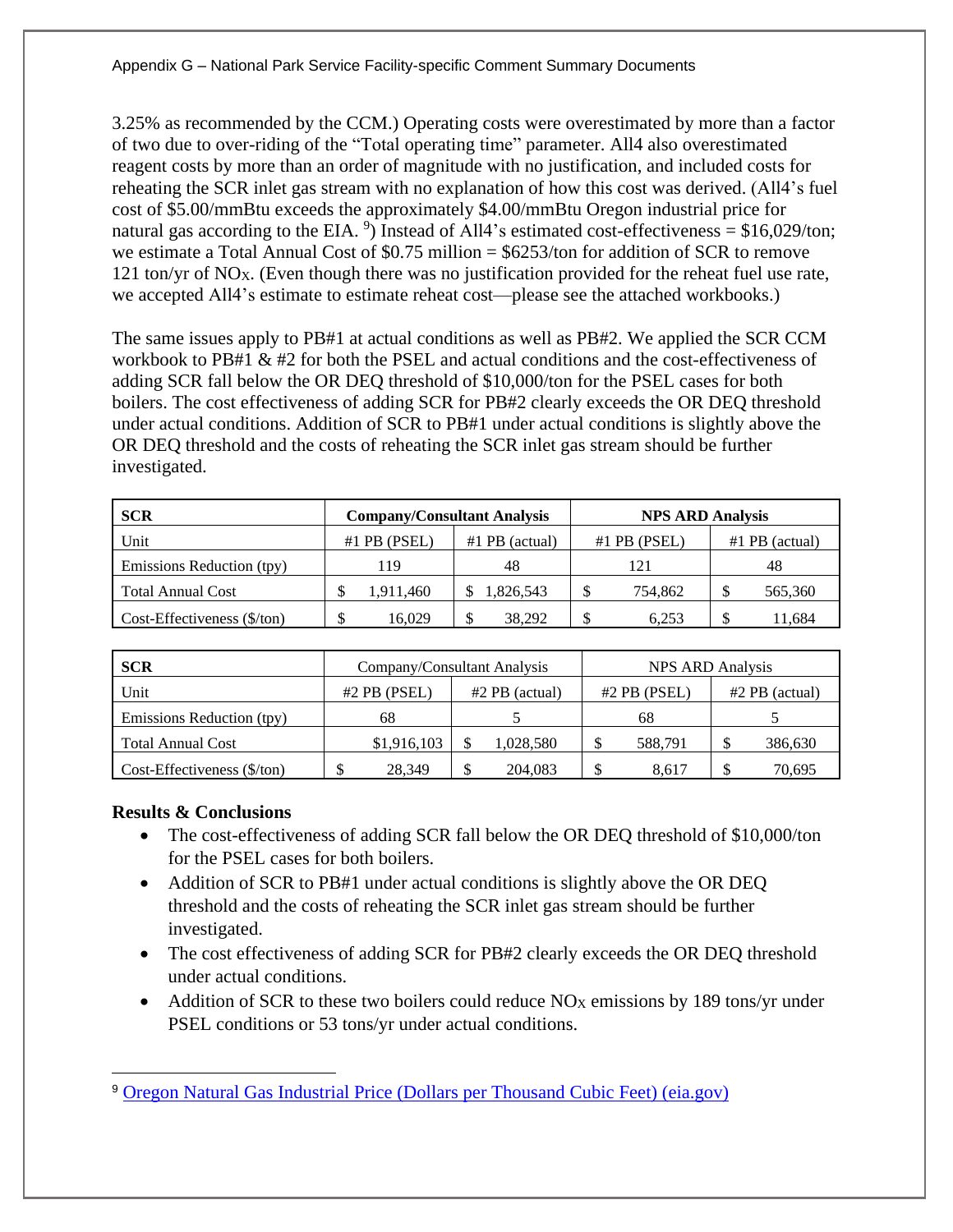3.25% as recommended by the CCM.) Operating costs were overestimated by more than a factor of two due to over-riding of the "Total operating time" parameter. All4 also overestimated reagent costs by more than an order of magnitude with no justification, and included costs for reheating the SCR inlet gas stream with no explanation of how this cost was derived. (All4's fuel cost of \$5.00/mmBtu exceeds the approximately \$4.00/mmBtu Oregon industrial price for natural gas according to the EIA. [9]) Instead of All4's estimated cost-effectiveness = \$16,029/ton; we estimate a Total Annual Cost of \$0.75 million = \$6253/ton for addition of SCR to remove 121 ton/yr of $NO_X$. (Even though there was no justification provided for the reheat fuel use rate, we accepted All4's estimate to estimate reheat cost—please see the attached workbooks.)

The same issues apply to PB#1 at actual conditions as well as PB#2. We applied the SCR CCM workbook to PB#1 & #2 for both the PSEL and actual conditions and the cost-effectiveness of adding SCR fall below the OR DEQ threshold of \$10,000/ton for the PSEL cases for both boilers. The cost effectiveness of adding SCR for PB#2 clearly exceeds the OR DEQ threshold under actual conditions. Addition of SCR to PB#1 under actual conditions is slightly above the OR DEQ threshold and the costs of reheating the SCR inlet gas stream should be further investigated.

| **SCR** | **Company/Consultant Analysis** | | **NPS ARD Analysis** | |
|---|---|---|---|---|
| Unit | #1 PB (PSEL) | #1 PB (actual) | #1 PB (PSEL) | #1 PB (actual) |
| Emissions Reduction (tpy) | 119 | 48 | 121 | 48 |
| Total Annual Cost | \$ 1,911,460 | \$ 1,826,543 | \$ 754,862 | \$ 565,360 |
| Cost-Effectiveness (\$/ton) | \$ 16,029 | \$ 38,292 | \$ 6,253 | \$ 11,684 |

| **SCR** | Company/Consultant Analysis | | NPS ARD Analysis | |
|---|---|---|---|---|
| Unit | #2 PB (PSEL) | #2 PB (actual) | #2 PB (PSEL) | #2 PB (actual) |
| Emissions Reduction (tpy) | 68 | 5 | 68 | 5 |
| Total Annual Cost | \$1,916,103 | \$ 1,028,580 | \$ 588,791 | \$ 386,630 |
| Cost-Effectiveness (\$/ton) | \$ 28,349 | \$ 204,083 | \$ 8,617 | \$ 70,695 |

**Results & Conclusions**

- The cost-effectiveness of adding SCR fall below the OR DEQ threshold of \$10,000/ton for the PSEL cases for both boilers.
- Addition of SCR to PB#1 under actual conditions is slightly above the OR DEQ threshold and the costs of reheating the SCR inlet gas stream should be further investigated.
- The cost effectiveness of adding SCR for PB#2 clearly exceeds the OR DEQ threshold under actual conditions.
- Addition of SCR to these two boilers could reduce $NO_X$ emissions by 189 tons/yr under PSEL conditions or 53 tons/yr under actual conditions.

---

[9] Oregon Natural Gas Industrial Price (Dollars per Thousand Cubic Feet) (eia.gov)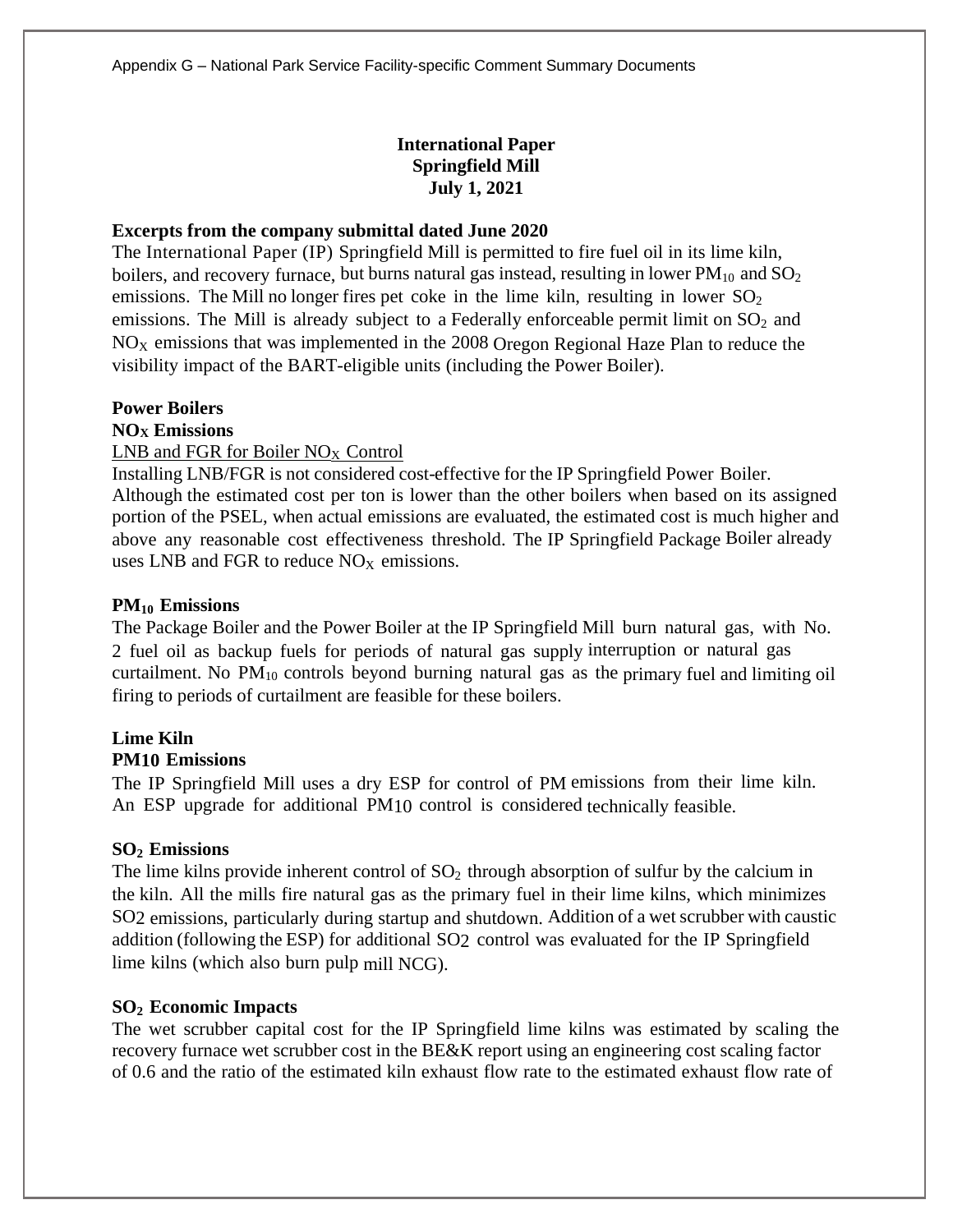**International Paper**
**Springfield Mill**
**July 1, 2021**

**Excerpts from the company submittal dated June 2020**

The International Paper (IP) Springfield Mill is permitted to fire fuel oil in its lime kiln, boilers, and recovery furnace, but burns natural gas instead, resulting in lower $PM_{10}$ and $SO_2$ emissions. The Mill no longer fires pet coke in the lime kiln, resulting in lower $SO_2$ emissions. The Mill is already subject to a Federally enforceable permit limit on $SO_2$ and $NO_X$ emissions that was implemented in the 2008 Oregon Regional Haze Plan to reduce the visibility impact of the BART-eligible units (including the Power Boiler).

**Power Boilers**

**$NO_X$ Emissions**

LNB and FGR for Boiler $NO_X$ Control

Installing LNB/FGR is not considered cost-effective for the IP Springfield Power Boiler. Although the estimated cost per ton is lower than the other boilers when based on its assigned portion of the PSEL, when actual emissions are evaluated, the estimated cost is much higher and above any reasonable cost effectiveness threshold. The IP Springfield Package Boiler already uses LNB and FGR to reduce $NO_X$ emissions.

**$PM_{10}$ Emissions**

The Package Boiler and the Power Boiler at the IP Springfield Mill burn natural gas, with No. 2 fuel oil as backup fuels for periods of natural gas supply interruption or natural gas curtailment. No $PM_{10}$ controls beyond burning natural gas as the primary fuel and limiting oil firing to periods of curtailment are feasible for these boilers.

**Lime Kiln**

**PM10 Emissions**

The IP Springfield Mill uses a dry ESP for control of PM emissions from their lime kiln. An ESP upgrade for additional PM10 control is considered technically feasible.

**$SO_2$ Emissions**

The lime kilns provide inherent control of $SO_2$ through absorption of sulfur by the calcium in the kiln. All the mills fire natural gas as the primary fuel in their lime kilns, which minimizes SO2 emissions, particularly during startup and shutdown. Addition of a wet scrubber with caustic addition (following the ESP) for additional SO2 control was evaluated for the IP Springfield lime kilns (which also burn pulp mill NCG).

**$SO_2$ Economic Impacts**

The wet scrubber capital cost for the IP Springfield lime kilns was estimated by scaling the recovery furnace wet scrubber cost in the BE&K report using an engineering cost scaling factor of 0.6 and the ratio of the estimated kiln exhaust flow rate to the estimated exhaust flow rate of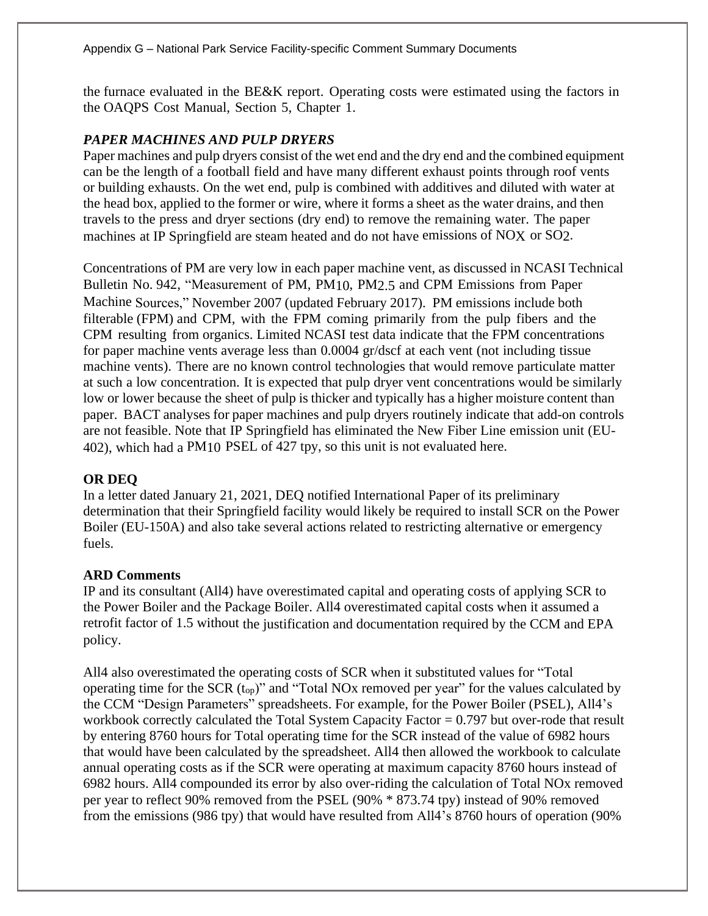the furnace evaluated in the BE&K report. Operating costs were estimated using the factors in the OAQPS Cost Manual, Section 5, Chapter 1.

### *PAPER MACHINES AND PULP DRYERS*

Paper machines and pulp dryers consist of the wet end and the dry end and the combined equipment can be the length of a football field and have many different exhaust points through roof vents or building exhausts. On the wet end, pulp is combined with additives and diluted with water at the head box, applied to the former or wire, where it forms a sheet as the water drains, and then travels to the press and dryer sections (dry end) to remove the remaining water. The paper machines at IP Springfield are steam heated and do not have emissions of $NO_X$ or $SO_2$.

Concentrations of PM are very low in each paper machine vent, as discussed in NCASI Technical Bulletin No. 942, "Measurement of PM, $PM_{10}$, $PM_{2.5}$ and CPM Emissions from Paper Machine Sources," November 2007 (updated February 2017). PM emissions include both filterable (FPM) and CPM, with the FPM coming primarily from the pulp fibers and the CPM resulting from organics. Limited NCASI test data indicate that the FPM concentrations for paper machine vents average less than 0.0004 gr/dscf at each vent (not including tissue machine vents). There are no known control technologies that would remove particulate matter at such a low concentration. It is expected that pulp dryer vent concentrations would be similarly low or lower because the sheet of pulp is thicker and typically has a higher moisture content than paper. BACT analyses for paper machines and pulp dryers routinely indicate that add-on controls are not feasible. Note that IP Springfield has eliminated the New Fiber Line emission unit (EU-402), which had a $PM_{10}$ PSEL of 427 tpy, so this unit is not evaluated here.

### **OR DEQ**

In a letter dated January 21, 2021, DEQ notified International Paper of its preliminary determination that their Springfield facility would likely be required to install SCR on the Power Boiler (EU-150A) and also take several actions related to restricting alternative or emergency fuels.

### **ARD Comments**

IP and its consultant (All4) have overestimated capital and operating costs of applying SCR to the Power Boiler and the Package Boiler. All4 overestimated capital costs when it assumed a retrofit factor of 1.5 without the justification and documentation required by the CCM and EPA policy.

All4 also overestimated the operating costs of SCR when it substituted values for "Total operating time for the SCR ($t_{op}$)" and "Total NOx removed per year" for the values calculated by the CCM "Design Parameters" spreadsheets. For example, for the Power Boiler (PSEL), All4's workbook correctly calculated the Total System Capacity Factor = 0.797 but over-rode that result by entering 8760 hours for Total operating time for the SCR instead of the value of 6982 hours that would have been calculated by the spreadsheet. All4 then allowed the workbook to calculate annual operating costs as if the SCR were operating at maximum capacity 8760 hours instead of 6982 hours. All4 compounded its error by also over-riding the calculation of Total NOx removed per year to reflect 90% removed from the PSEL (90% * 873.74 tpy) instead of 90% removed from the emissions (986 tpy) that would have resulted from All4's 8760 hours of operation (90%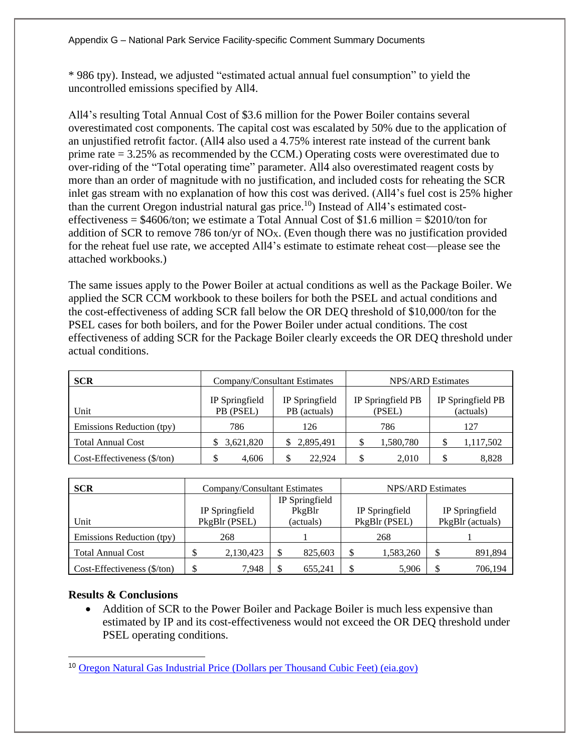* 986 tpy). Instead, we adjusted "estimated actual annual fuel consumption" to yield the uncontrolled emissions specified by All4.

All4's resulting Total Annual Cost of $3.6 million for the Power Boiler contains several overestimated cost components. The capital cost was escalated by 50% due to the application of an unjustified retrofit factor. (All4 also used a 4.75% interest rate instead of the current bank prime rate = 3.25% as recommended by the CCM.) Operating costs were overestimated due to over-riding of the "Total operating time" parameter. All4 also overestimated reagent costs by more than an order of magnitude with no justification, and included costs for reheating the SCR inlet gas stream with no explanation of how this cost was derived. (All4's fuel cost is 25% higher than the current Oregon industrial natural gas price.[10]) Instead of All4's estimated cost-effectiveness = $4606/ton; we estimate a Total Annual Cost of $1.6 million = $2010/ton for addition of SCR to remove 786 ton/yr of $NO_X$. (Even though there was no justification provided for the reheat fuel use rate, we accepted All4's estimate to estimate reheat cost—please see the attached workbooks.)

The same issues apply to the Power Boiler at actual conditions as well as the Package Boiler. We applied the SCR CCM workbook to these boilers for both the PSEL and actual conditions and the cost-effectiveness of adding SCR fall below the OR DEQ threshold of $10,000/ton for the PSEL cases for both boilers, and for the Power Boiler under actual conditions. The cost effectiveness of adding SCR for the Package Boiler clearly exceeds the OR DEQ threshold under actual conditions.

| **SCR** | Company/Consultant Estimates | | NPS/ARD Estimates | |
|---|---|---|---|---|
| Unit | IP Springfield PB (PSEL) | IP Springfield PB (actuals) | IP Springfield PB (PSEL) | IP Springfield PB (actuals) |
| Emissions Reduction (tpy) | 786 | 126 | 786 | 127 |
| Total Annual Cost | $ 3,621,820 | $ 2,895,491 | $ 1,580,780 | $ 1,117,502 |
| Cost-Effectiveness ($/ton) | $ 4,606 | $ 22,924 | $ 2,010 | $ 8,828 |

| **SCR** | Company/Consultant Estimates | | NPS/ARD Estimates | |
|---|---|---|---|---|
| Unit | IP Springfield PkgBlr (PSEL) | IP Springfield PkgBlr (actuals) | IP Springfield PkgBlr (PSEL) | IP Springfield PkgBlr (actuals) |
| Emissions Reduction (tpy) | 268 | 1 | 268 | 1 |
| Total Annual Cost | $ 2,130,423 | $ 825,603 | $ 1,583,260 | $ 891,894 |
| Cost-Effectiveness ($/ton) | $ 7,948 | $ 655,241 | $ 5,906 | $ 706,194 |

**Results & Conclusions**

- Addition of SCR to the Power Boiler and Package Boiler is much less expensive than estimated by IP and its cost-effectiveness would not exceed the OR DEQ threshold under PSEL operating conditions.

[10] Oregon Natural Gas Industrial Price (Dollars per Thousand Cubic Feet) (eia.gov)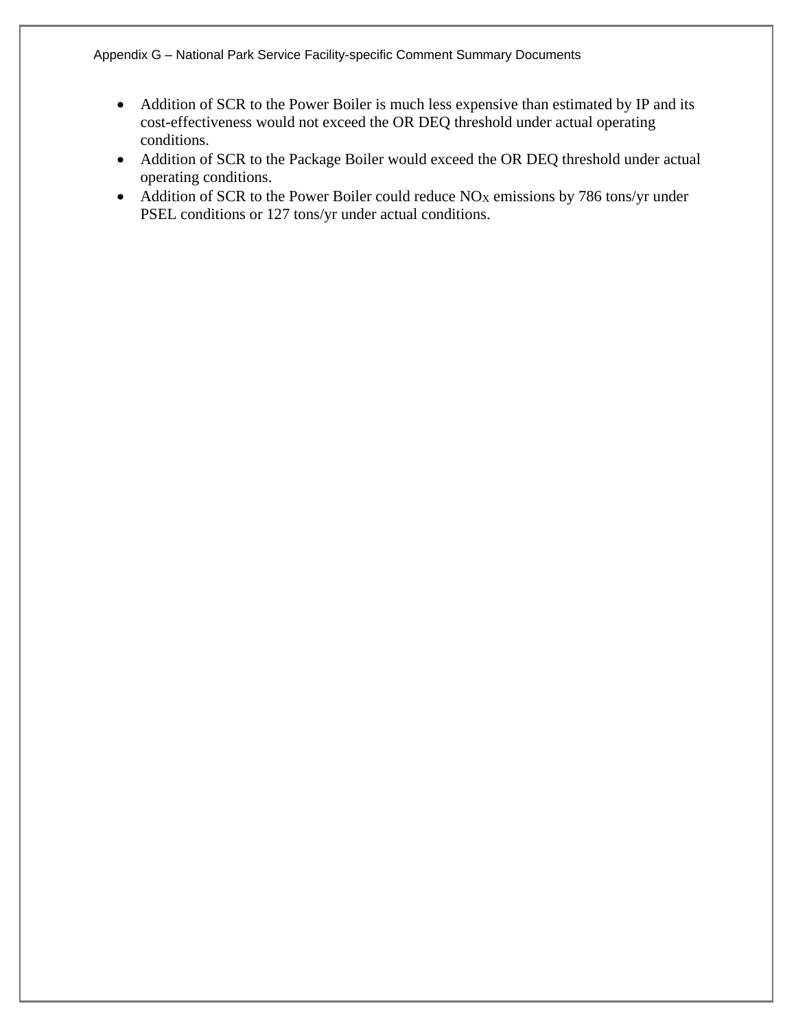- Addition of SCR to the Power Boiler is much less expensive than estimated by IP and its cost-effectiveness would not exceed the OR DEQ threshold under actual operating conditions.
- Addition of SCR to the Package Boiler would exceed the OR DEQ threshold under actual operating conditions.
- Addition of SCR to the Power Boiler could reduce $NO_X$ emissions by 786 tons/yr under PSEL conditions or 127 tons/yr under actual conditions.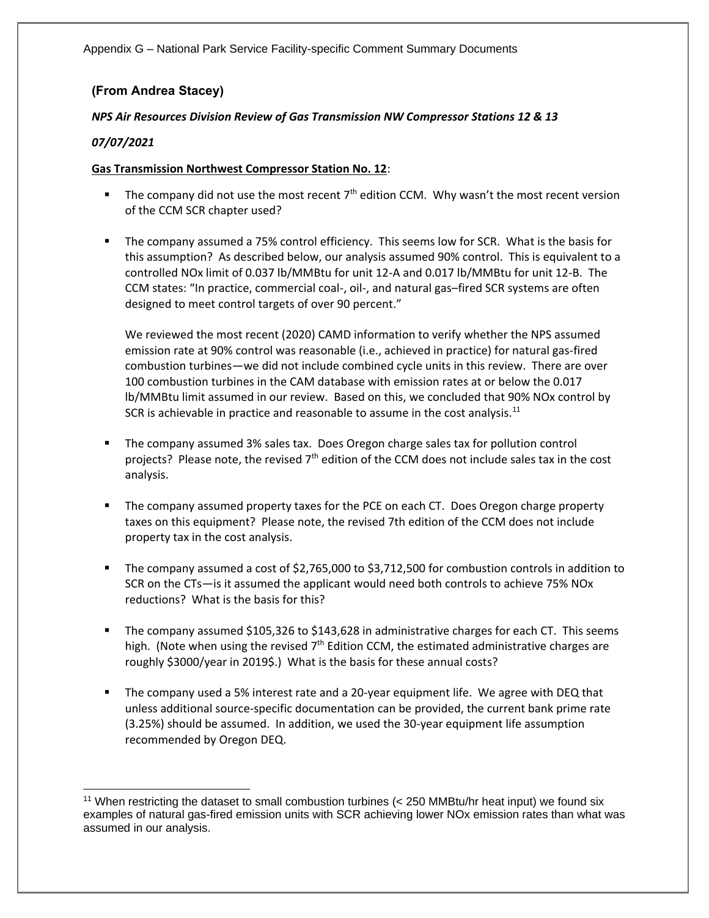**(From Andrea Stacey)**

*NPS Air Resources Division Review of Gas Transmission NW Compressor Stations 12 & 13*

*07/07/2021*

**Gas Transmission Northwest Compressor Station No. 12**:

- The company did not use the most recent 7th edition CCM. Why wasn't the most recent version of the CCM SCR chapter used?
- The company assumed a 75% control efficiency. This seems low for SCR. What is the basis for this assumption? As described below, our analysis assumed 90% control. This is equivalent to a controlled NOx limit of 0.037 lb/MMBtu for unit 12-A and 0.017 lb/MMBtu for unit 12-B. The CCM states: "In practice, commercial coal-, oil-, and natural gas–fired SCR systems are often designed to meet control targets of over 90 percent."

  We reviewed the most recent (2020) CAMD information to verify whether the NPS assumed emission rate at 90% control was reasonable (i.e., achieved in practice) for natural gas-fired combustion turbines—we did not include combined cycle units in this review. There are over 100 combustion turbines in the CAM database with emission rates at or below the 0.017 lb/MMBtu limit assumed in our review. Based on this, we concluded that 90% NOx control by SCR is achievable in practice and reasonable to assume in the cost analysis.[11]

- The company assumed 3% sales tax. Does Oregon charge sales tax for pollution control projects? Please note, the revised 7th edition of the CCM does not include sales tax in the cost analysis.
- The company assumed property taxes for the PCE on each CT. Does Oregon charge property taxes on this equipment? Please note, the revised 7th edition of the CCM does not include property tax in the cost analysis.
- The company assumed a cost of $2,765,000 to $3,712,500 for combustion controls in addition to SCR on the CTs—is it assumed the applicant would need both controls to achieve 75% NOx reductions? What is the basis for this?
- The company assumed $105,326 to $143,628 in administrative charges for each CT. This seems high. (Note when using the revised 7th Edition CCM, the estimated administrative charges are roughly $3000/year in 2019$.) What is the basis for these annual costs?
- The company used a 5% interest rate and a 20-year equipment life. We agree with DEQ that unless additional source-specific documentation can be provided, the current bank prime rate (3.25%) should be assumed. In addition, we used the 30-year equipment life assumption recommended by Oregon DEQ.

---

[11] When restricting the dataset to small combustion turbines (< 250 MMBtu/hr heat input) we found six examples of natural gas-fired emission units with SCR achieving lower NOx emission rates than what was assumed in our analysis.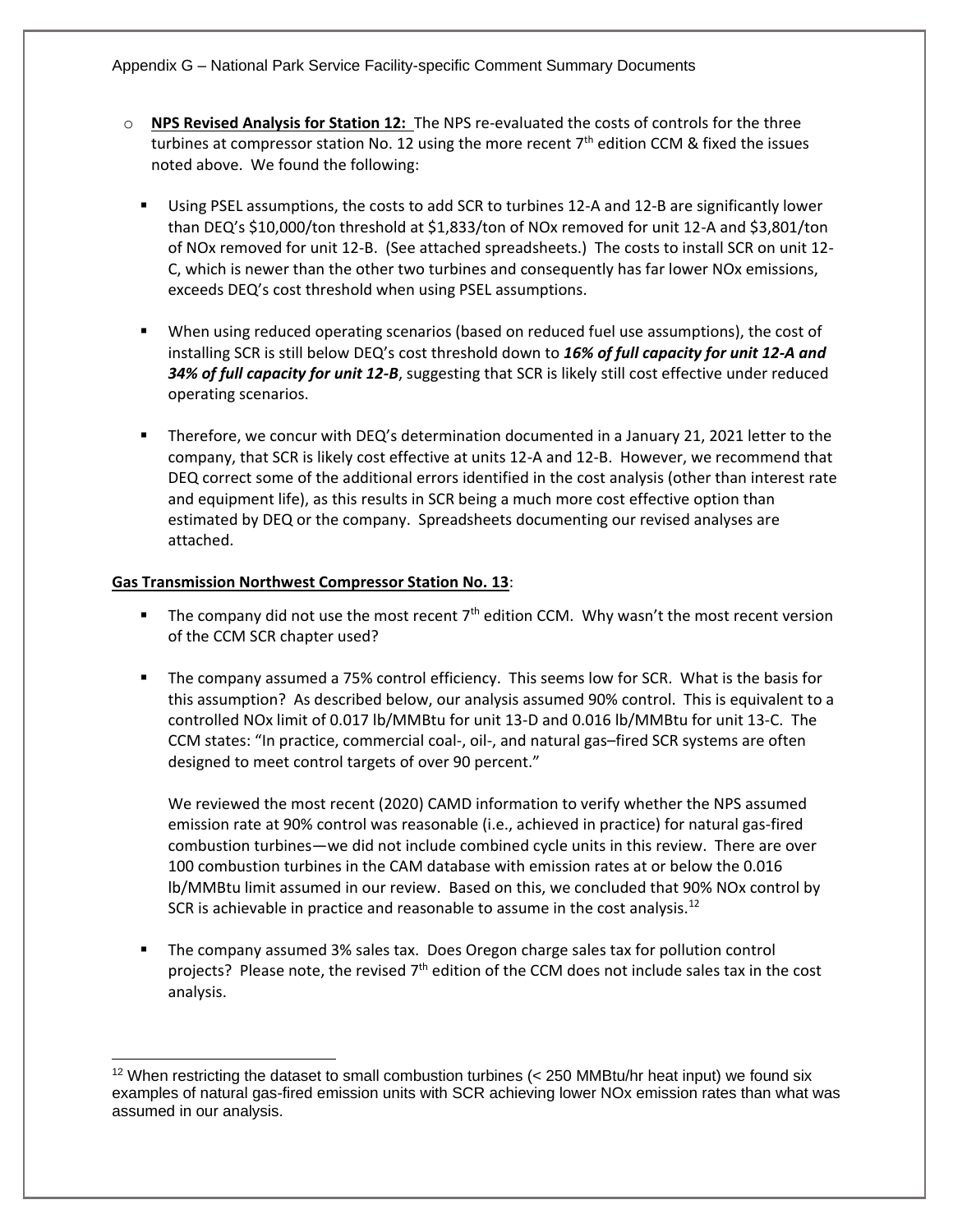- **NPS Revised Analysis for Station 12:** The NPS re-evaluated the costs of controls for the three turbines at compressor station No. 12 using the more recent 7th edition CCM & fixed the issues noted above. We found the following:
  - Using PSEL assumptions, the costs to add SCR to turbines 12-A and 12-B are significantly lower than DEQ's $10,000/ton threshold at $1,833/ton of NOx removed for unit 12-A and $3,801/ton of NOx removed for unit 12-B. (See attached spreadsheets.) The costs to install SCR on unit 12-C, which is newer than the other two turbines and consequently has far lower NOx emissions, exceeds DEQ's cost threshold when using PSEL assumptions.
  - When using reduced operating scenarios (based on reduced fuel use assumptions), the cost of installing SCR is still below DEQ's cost threshold down to ***16% of full capacity for unit 12-A and 34% of full capacity for unit 12-B***, suggesting that SCR is likely still cost effective under reduced operating scenarios.
  - Therefore, we concur with DEQ's determination documented in a January 21, 2021 letter to the company, that SCR is likely cost effective at units 12-A and 12-B. However, we recommend that DEQ correct some of the additional errors identified in the cost analysis (other than interest rate and equipment life), as this results in SCR being a much more cost effective option than estimated by DEQ or the company. Spreadsheets documenting our revised analyses are attached.

**Gas Transmission Northwest Compressor Station No. 13**:

- The company did not use the most recent 7th edition CCM. Why wasn't the most recent version of the CCM SCR chapter used?
- The company assumed a 75% control efficiency. This seems low for SCR. What is the basis for this assumption? As described below, our analysis assumed 90% control. This is equivalent to a controlled NOx limit of 0.017 lb/MMBtu for unit 13-D and 0.016 lb/MMBtu for unit 13-C. The CCM states: "In practice, commercial coal-, oil-, and natural gas–fired SCR systems are often designed to meet control targets of over 90 percent."

  We reviewed the most recent (2020) CAMD information to verify whether the NPS assumed emission rate at 90% control was reasonable (i.e., achieved in practice) for natural gas-fired combustion turbines—we did not include combined cycle units in this review. There are over 100 combustion turbines in the CAM database with emission rates at or below the 0.016 lb/MMBtu limit assumed in our review. Based on this, we concluded that 90% NOx control by SCR is achievable in practice and reasonable to assume in the cost analysis.[12]
- The company assumed 3% sales tax. Does Oregon charge sales tax for pollution control projects? Please note, the revised 7th edition of the CCM does not include sales tax in the cost analysis.

[12] When restricting the dataset to small combustion turbines (< 250 MMBtu/hr heat input) we found six examples of natural gas-fired emission units with SCR achieving lower NOx emission rates than what was assumed in our analysis.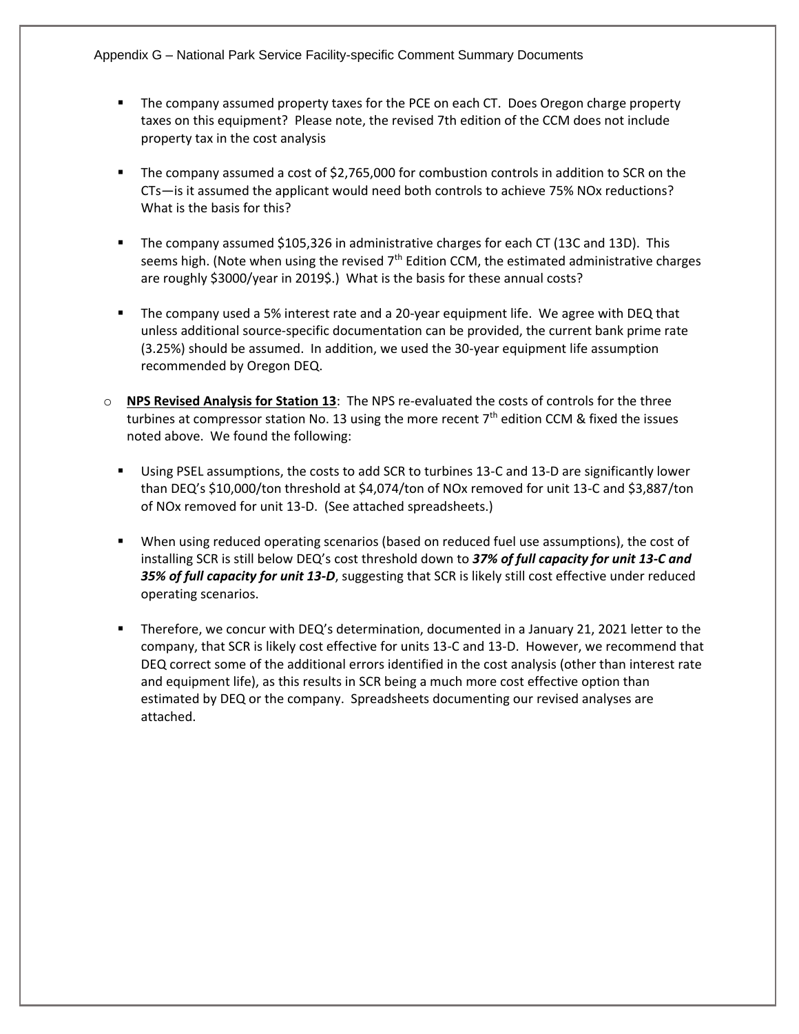- The company assumed property taxes for the PCE on each CT. Does Oregon charge property taxes on this equipment? Please note, the revised 7th edition of the CCM does not include property tax in the cost analysis

- The company assumed a cost of $2,765,000 for combustion controls in addition to SCR on the CTs—is it assumed the applicant would need both controls to achieve 75% NOx reductions? What is the basis for this?

- The company assumed $105,326 in administrative charges for each CT (13C and 13D). This seems high. (Note when using the revised 7th Edition CCM, the estimated administrative charges are roughly $3000/year in 2019$.) What is the basis for these annual costs?

- The company used a 5% interest rate and a 20-year equipment life. We agree with DEQ that unless additional source-specific documentation can be provided, the current bank prime rate (3.25%) should be assumed. In addition, we used the 30-year equipment life assumption recommended by Oregon DEQ.

- **NPS Revised Analysis for Station 13**: The NPS re-evaluated the costs of controls for the three turbines at compressor station No. 13 using the more recent 7th edition CCM & fixed the issues noted above. We found the following:

  - Using PSEL assumptions, the costs to add SCR to turbines 13-C and 13-D are significantly lower than DEQ's $10,000/ton threshold at $4,074/ton of NOx removed for unit 13-C and $3,887/ton of NOx removed for unit 13-D. (See attached spreadsheets.)

  - When using reduced operating scenarios (based on reduced fuel use assumptions), the cost of installing SCR is still below DEQ's cost threshold down to ***37% of full capacity for unit 13-C and 35% of full capacity for unit 13-D***, suggesting that SCR is likely still cost effective under reduced operating scenarios.

  - Therefore, we concur with DEQ's determination, documented in a January 21, 2021 letter to the company, that SCR is likely cost effective for units 13-C and 13-D. However, we recommend that DEQ correct some of the additional errors identified in the cost analysis (other than interest rate and equipment life), as this results in SCR being a much more cost effective option than estimated by DEQ or the company. Spreadsheets documenting our revised analyses are attached.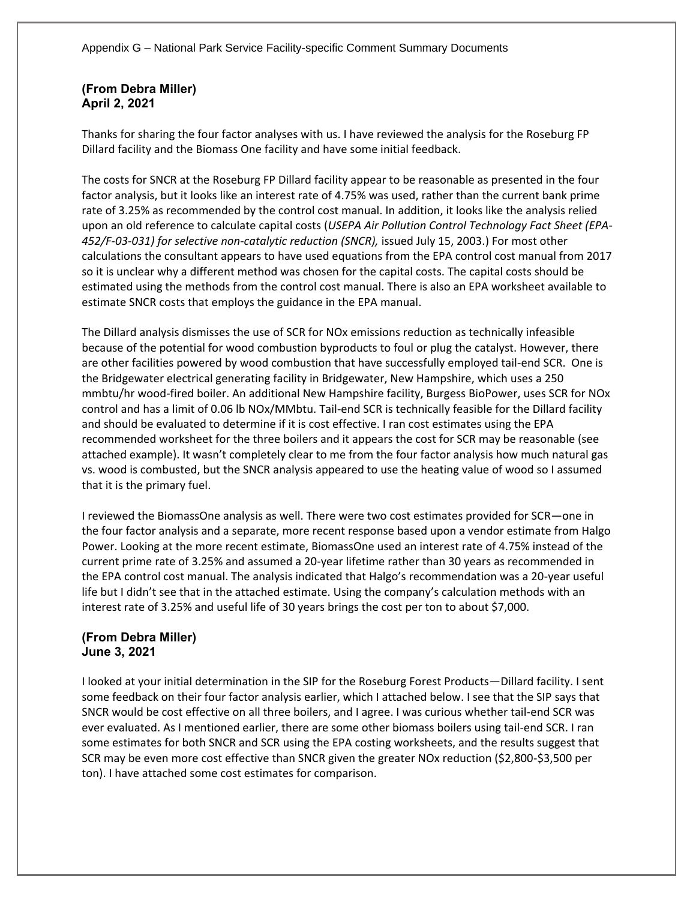**(From Debra Miller)**
**April 2, 2021**

Thanks for sharing the four factor analyses with us. I have reviewed the analysis for the Roseburg FP Dillard facility and the Biomass One facility and have some initial feedback.

The costs for SNCR at the Roseburg FP Dillard facility appear to be reasonable as presented in the four factor analysis, but it looks like an interest rate of 4.75% was used, rather than the current bank prime rate of 3.25% as recommended by the control cost manual. In addition, it looks like the analysis relied upon an old reference to calculate capital costs (*USEPA Air Pollution Control Technology Fact Sheet (EPA-452/F-03-031) for selective non-catalytic reduction (SNCR),* issued July 15, 2003.) For most other calculations the consultant appears to have used equations from the EPA control cost manual from 2017 so it is unclear why a different method was chosen for the capital costs. The capital costs should be estimated using the methods from the control cost manual. There is also an EPA worksheet available to estimate SNCR costs that employs the guidance in the EPA manual.

The Dillard analysis dismisses the use of SCR for NOx emissions reduction as technically infeasible because of the potential for wood combustion byproducts to foul or plug the catalyst. However, there are other facilities powered by wood combustion that have successfully employed tail-end SCR. One is the Bridgewater electrical generating facility in Bridgewater, New Hampshire, which uses a 250 mmbtu/hr wood-fired boiler. An additional New Hampshire facility, Burgess BioPower, uses SCR for NOx control and has a limit of 0.06 lb NOx/MMbtu. Tail-end SCR is technically feasible for the Dillard facility and should be evaluated to determine if it is cost effective. I ran cost estimates using the EPA recommended worksheet for the three boilers and it appears the cost for SCR may be reasonable (see attached example). It wasn't completely clear to me from the four factor analysis how much natural gas vs. wood is combusted, but the SNCR analysis appeared to use the heating value of wood so I assumed that it is the primary fuel.

I reviewed the BiomassOne analysis as well. There were two cost estimates provided for SCR—one in the four factor analysis and a separate, more recent response based upon a vendor estimate from Halgo Power. Looking at the more recent estimate, BiomassOne used an interest rate of 4.75% instead of the current prime rate of 3.25% and assumed a 20-year lifetime rather than 30 years as recommended in the EPA control cost manual. The analysis indicated that Halgo's recommendation was a 20-year useful life but I didn't see that in the attached estimate. Using the company's calculation methods with an interest rate of 3.25% and useful life of 30 years brings the cost per ton to about $7,000.

**(From Debra Miller)**
**June 3, 2021**

I looked at your initial determination in the SIP for the Roseburg Forest Products—Dillard facility. I sent some feedback on their four factor analysis earlier, which I attached below. I see that the SIP says that SNCR would be cost effective on all three boilers, and I agree. I was curious whether tail-end SCR was ever evaluated. As I mentioned earlier, there are some other biomass boilers using tail-end SCR. I ran some estimates for both SNCR and SCR using the EPA costing worksheets, and the results suggest that SCR may be even more cost effective than SNCR given the greater NOx reduction ($2,800-$3,500 per ton). I have attached some cost estimates for comparison.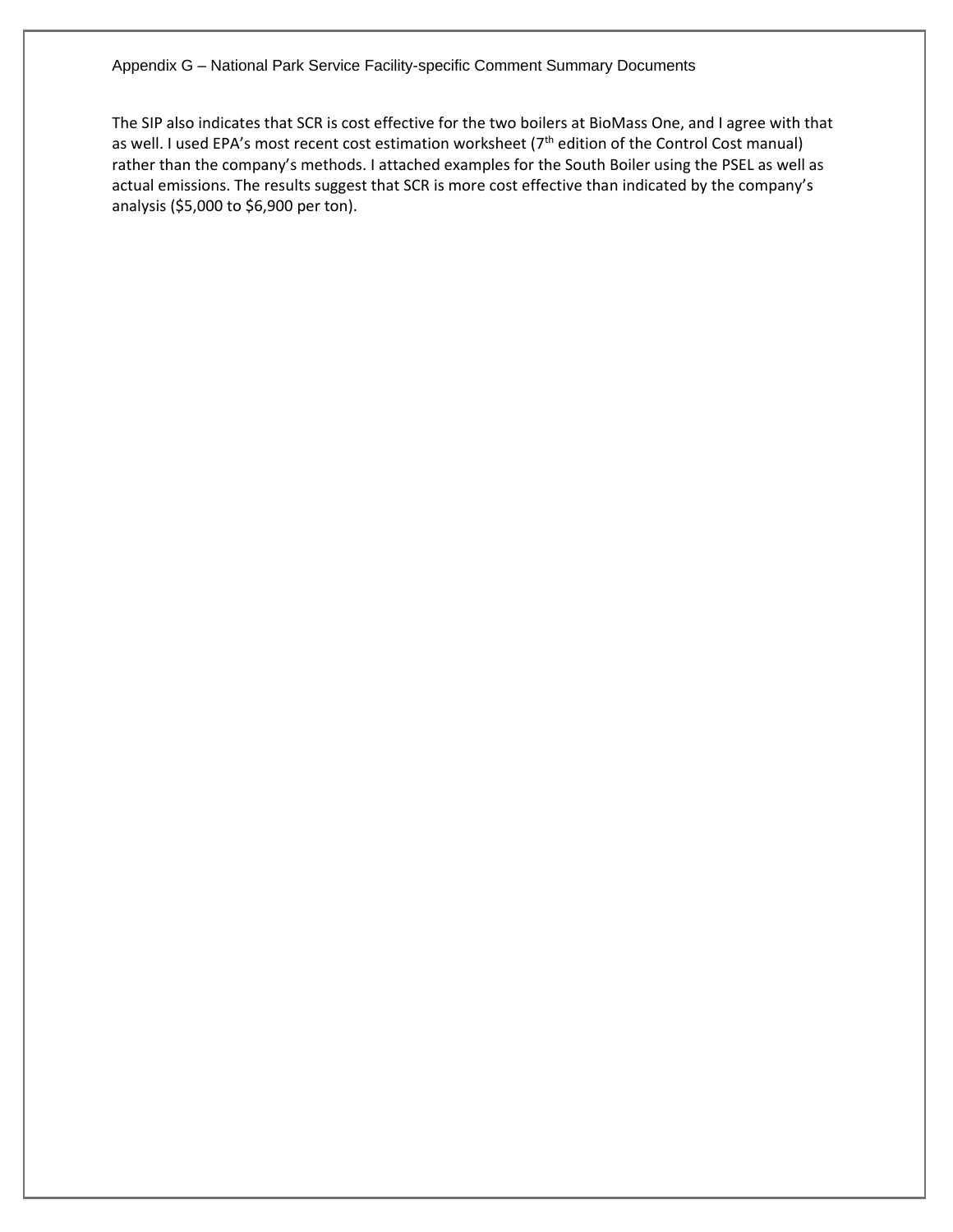The SIP also indicates that SCR is cost effective for the two boilers at BioMass One, and I agree with that as well. I used EPA's most recent cost estimation worksheet (7th edition of the Control Cost manual) rather than the company's methods. I attached examples for the South Boiler using the PSEL as well as actual emissions. The results suggest that SCR is more cost effective than indicated by the company's analysis ($5,000 to $6,900 per ton).